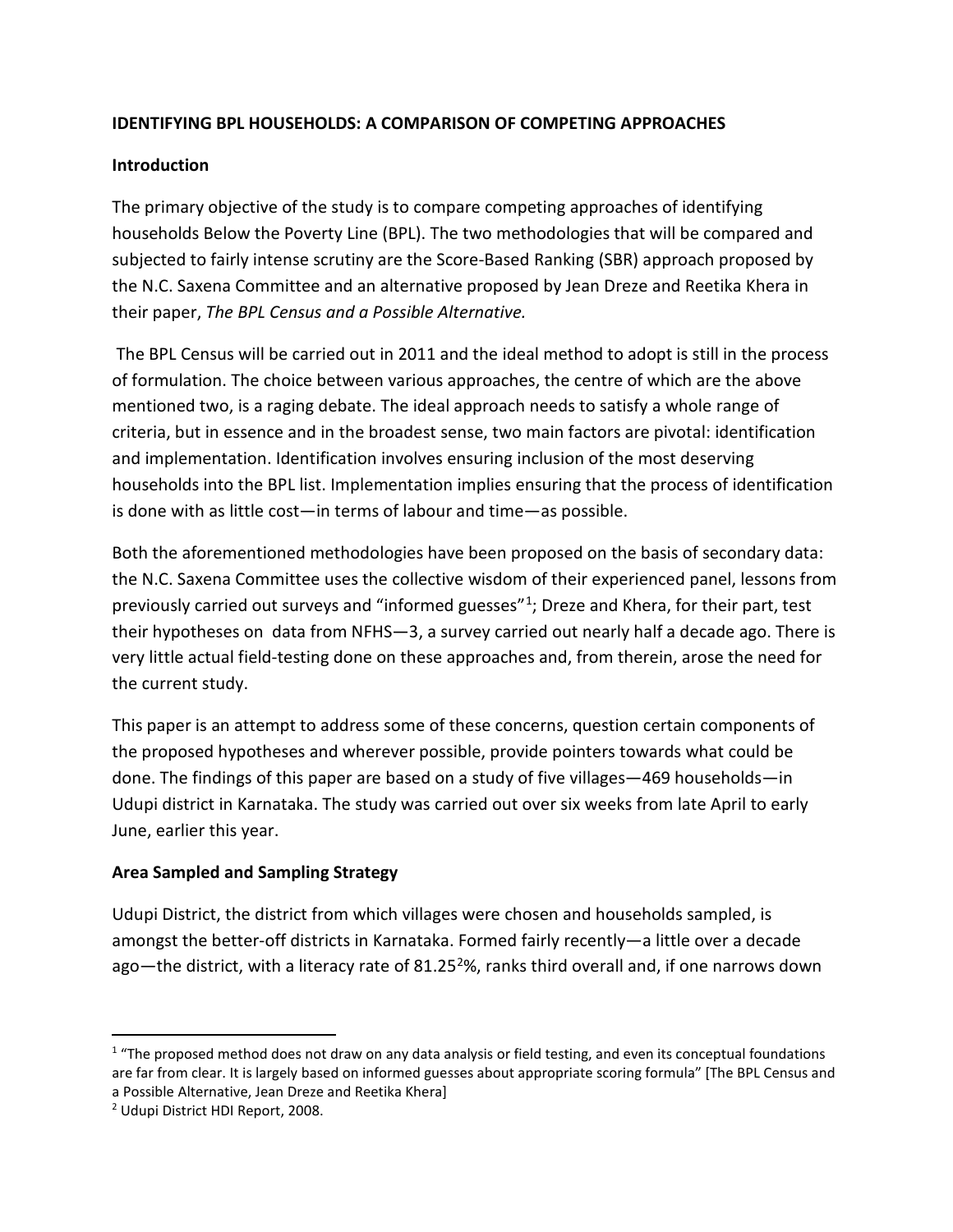**IDENTIFYING BPL HOUSEHOLDS: A COMPARISON OF COMPETING APPROACHES**

**Introduction**

The primary objective of the study is to compare competing approaches of identifying households Below the Poverty Line (BPL). The two methodologies that will be compared and subjected to fairly intense scrutiny are the Score-Based Ranking (SBR) approach proposed by the N.C. Saxena Committee and an alternative proposed by Jean Dreze and Reetika Khera in their paper, *The BPL Census and a Possible Alternative.*

The BPL Census will be carried out in 2011 and the ideal method to adopt is still in the process of formulation. The choice between various approaches, the centre of which are the above mentioned two, is a raging debate. The ideal approach needs to satisfy a whole range of criteria, but in essence and in the broadest sense, two main factors are pivotal: identification and implementation. Identification involves ensuring inclusion of the most deserving households into the BPL list. Implementation implies ensuring that the process of identification is done with as little cost—in terms of labour and time—as possible.

Both the aforementioned methodologies have been proposed on the basis of secondary data: the N.C. Saxena Committee uses the collective wisdom of their experienced panel, lessons from previously carried out surveys and "informed guesses"[1]; Dreze and Khera, for their part, test their hypotheses on data from NFHS—3, a survey carried out nearly half a decade ago. There is very little actual field-testing done on these approaches and, from therein, arose the need for the current study.

This paper is an attempt to address some of these concerns, question certain components of the proposed hypotheses and wherever possible, provide pointers towards what could be done. The findings of this paper are based on a study of five villages—469 households—in Udupi district in Karnataka. The study was carried out over six weeks from late April to early June, earlier this year.

**Area Sampled and Sampling Strategy**

Udupi District, the district from which villages were chosen and households sampled, is amongst the better-off districts in Karnataka. Formed fairly recently—a little over a decade ago—the district, with a literacy rate of 81.25[2]%, ranks third overall and, if one narrows down

---

[1] "The proposed method does not draw on any data analysis or field testing, and even its conceptual foundations are far from clear. It is largely based on informed guesses about appropriate scoring formula" [The BPL Census and a Possible Alternative, Jean Dreze and Reetika Khera]

[2] Udupi District HDI Report, 2008.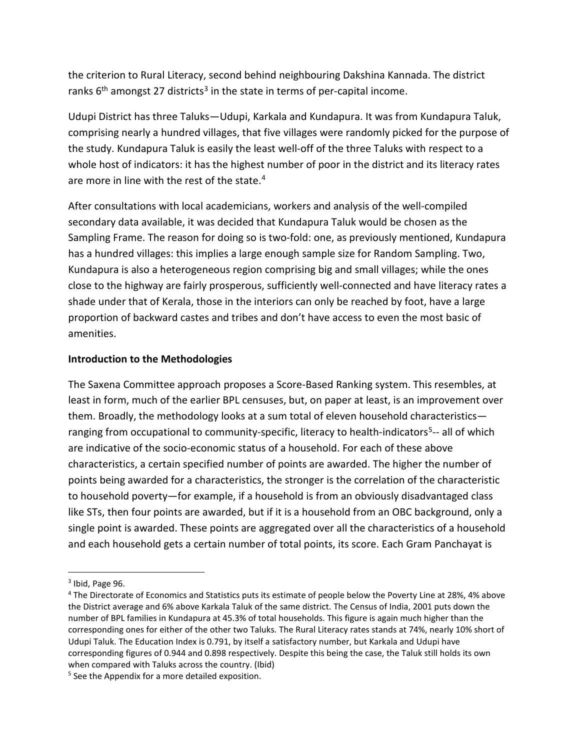the criterion to Rural Literacy, second behind neighbouring Dakshina Kannada. The district ranks 6th amongst 27 districts[3] in the state in terms of per-capital income.

Udupi District has three Taluks—Udupi, Karkala and Kundapura. It was from Kundapura Taluk, comprising nearly a hundred villages, that five villages were randomly picked for the purpose of the study. Kundapura Taluk is easily the least well-off of the three Taluks with respect to a whole host of indicators: it has the highest number of poor in the district and its literacy rates are more in line with the rest of the state.[4]

After consultations with local academicians, workers and analysis of the well-compiled secondary data available, it was decided that Kundapura Taluk would be chosen as the Sampling Frame. The reason for doing so is two-fold: one, as previously mentioned, Kundapura has a hundred villages: this implies a large enough sample size for Random Sampling. Two, Kundapura is also a heterogeneous region comprising big and small villages; while the ones close to the highway are fairly prosperous, sufficiently well-connected and have literacy rates a shade under that of Kerala, those in the interiors can only be reached by foot, have a large proportion of backward castes and tribes and don't have access to even the most basic of amenities.

**Introduction to the Methodologies**

The Saxena Committee approach proposes a Score-Based Ranking system. This resembles, at least in form, much of the earlier BPL censuses, but, on paper at least, is an improvement over them. Broadly, the methodology looks at a sum total of eleven household characteristics—ranging from occupational to community-specific, literacy to health-indicators[5]-- all of which are indicative of the socio-economic status of a household. For each of these above characteristics, a certain specified number of points are awarded. The higher the number of points being awarded for a characteristics, the stronger is the correlation of the characteristic to household poverty—for example, if a household is from an obviously disadvantaged class like STs, then four points are awarded, but if it is a household from an OBC background, only a single point is awarded. These points are aggregated over all the characteristics of a household and each household gets a certain number of total points, its score. Each Gram Panchayat is

---

[3] Ibid, Page 96.

[4] The Directorate of Economics and Statistics puts its estimate of people below the Poverty Line at 28%, 4% above the District average and 6% above Karkala Taluk of the same district. The Census of India, 2001 puts down the number of BPL families in Kundapura at 45.3% of total households. This figure is again much higher than the corresponding ones for either of the other two Taluks. The Rural Literacy rates stands at 74%, nearly 10% short of Udupi Taluk. The Education Index is 0.791, by itself a satisfactory number, but Karkala and Udupi have corresponding figures of 0.944 and 0.898 respectively. Despite this being the case, the Taluk still holds its own when compared with Taluks across the country. (Ibid)

[5] See the Appendix for a more detailed exposition.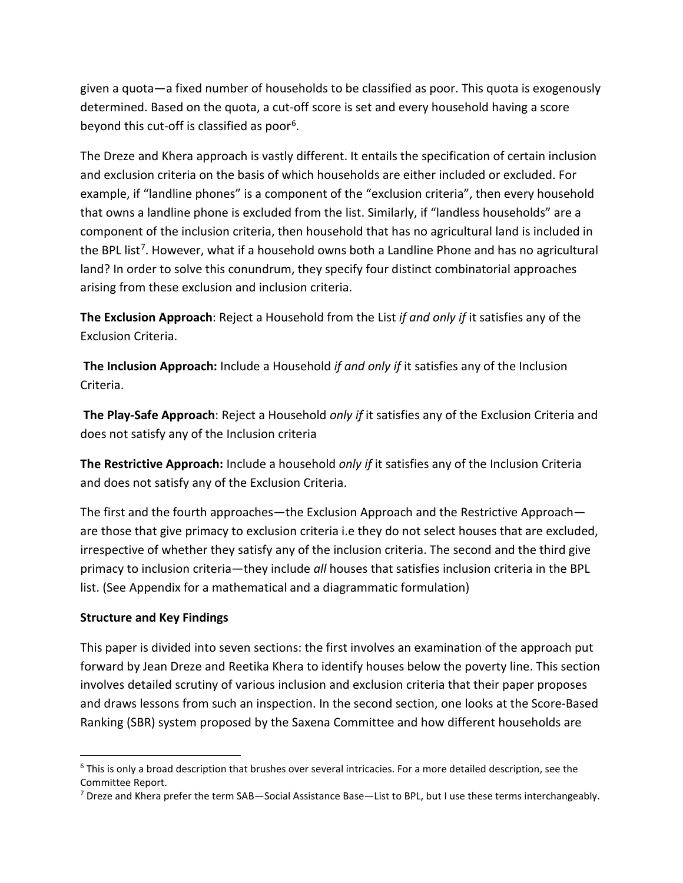given a quota—a fixed number of households to be classified as poor. This quota is exogenously determined. Based on the quota, a cut-off score is set and every household having a score beyond this cut-off is classified as poor[6].

The Dreze and Khera approach is vastly different. It entails the specification of certain inclusion and exclusion criteria on the basis of which households are either included or excluded. For example, if "landline phones" is a component of the "exclusion criteria", then every household that owns a landline phone is excluded from the list. Similarly, if "landless households" are a component of the inclusion criteria, then household that has no agricultural land is included in the BPL list[7]. However, what if a household owns both a Landline Phone and has no agricultural land? In order to solve this conundrum, they specify four distinct combinatorial approaches arising from these exclusion and inclusion criteria.

**The Exclusion Approach**: Reject a Household from the List *if and only if* it satisfies any of the Exclusion Criteria.

**The Inclusion Approach:** Include a Household *if and only if* it satisfies any of the Inclusion Criteria.

**The Play-Safe Approach**: Reject a Household *only if* it satisfies any of the Exclusion Criteria and does not satisfy any of the Inclusion criteria

**The Restrictive Approach:** Include a household *only if* it satisfies any of the Inclusion Criteria and does not satisfy any of the Exclusion Criteria.

The first and the fourth approaches—the Exclusion Approach and the Restrictive Approach—are those that give primacy to exclusion criteria i.e they do not select houses that are excluded, irrespective of whether they satisfy any of the inclusion criteria. The second and the third give primacy to inclusion criteria—they include *all* houses that satisfies inclusion criteria in the BPL list. (See Appendix for a mathematical and a diagrammatic formulation)

**Structure and Key Findings**

This paper is divided into seven sections: the first involves an examination of the approach put forward by Jean Dreze and Reetika Khera to identify houses below the poverty line. This section involves detailed scrutiny of various inclusion and exclusion criteria that their paper proposes and draws lessons from such an inspection. In the second section, one looks at the Score-Based Ranking (SBR) system proposed by the Saxena Committee and how different households are

[6] This is only a broad description that brushes over several intricacies. For a more detailed description, see the Committee Report.

[7] Dreze and Khera prefer the term SAB—Social Assistance Base—List to BPL, but I use these terms interchangeably.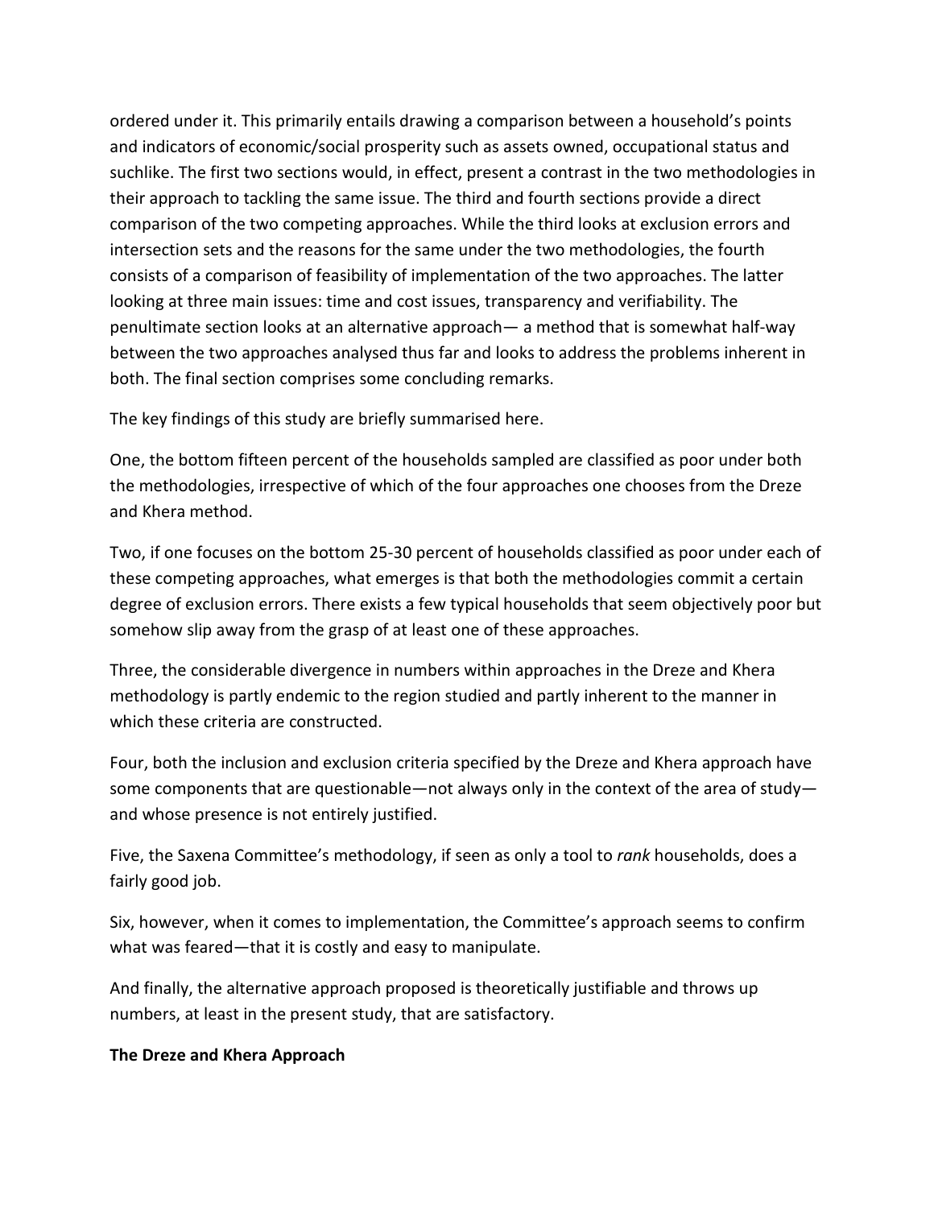ordered under it. This primarily entails drawing a comparison between a household's points and indicators of economic/social prosperity such as assets owned, occupational status and suchlike. The first two sections would, in effect, present a contrast in the two methodologies in their approach to tackling the same issue. The third and fourth sections provide a direct comparison of the two competing approaches. While the third looks at exclusion errors and intersection sets and the reasons for the same under the two methodologies, the fourth consists of a comparison of feasibility of implementation of the two approaches. The latter looking at three main issues: time and cost issues, transparency and verifiability. The penultimate section looks at an alternative approach— a method that is somewhat half-way between the two approaches analysed thus far and looks to address the problems inherent in both. The final section comprises some concluding remarks.

The key findings of this study are briefly summarised here.

One, the bottom fifteen percent of the households sampled are classified as poor under both the methodologies, irrespective of which of the four approaches one chooses from the Dreze and Khera method.

Two, if one focuses on the bottom 25-30 percent of households classified as poor under each of these competing approaches, what emerges is that both the methodologies commit a certain degree of exclusion errors. There exists a few typical households that seem objectively poor but somehow slip away from the grasp of at least one of these approaches.

Three, the considerable divergence in numbers within approaches in the Dreze and Khera methodology is partly endemic to the region studied and partly inherent to the manner in which these criteria are constructed.

Four, both the inclusion and exclusion criteria specified by the Dreze and Khera approach have some components that are questionable—not always only in the context of the area of study—and whose presence is not entirely justified.

Five, the Saxena Committee's methodology, if seen as only a tool to *rank* households, does a fairly good job.

Six, however, when it comes to implementation, the Committee's approach seems to confirm what was feared—that it is costly and easy to manipulate.

And finally, the alternative approach proposed is theoretically justifiable and throws up numbers, at least in the present study, that are satisfactory.

**The Dreze and Khera Approach**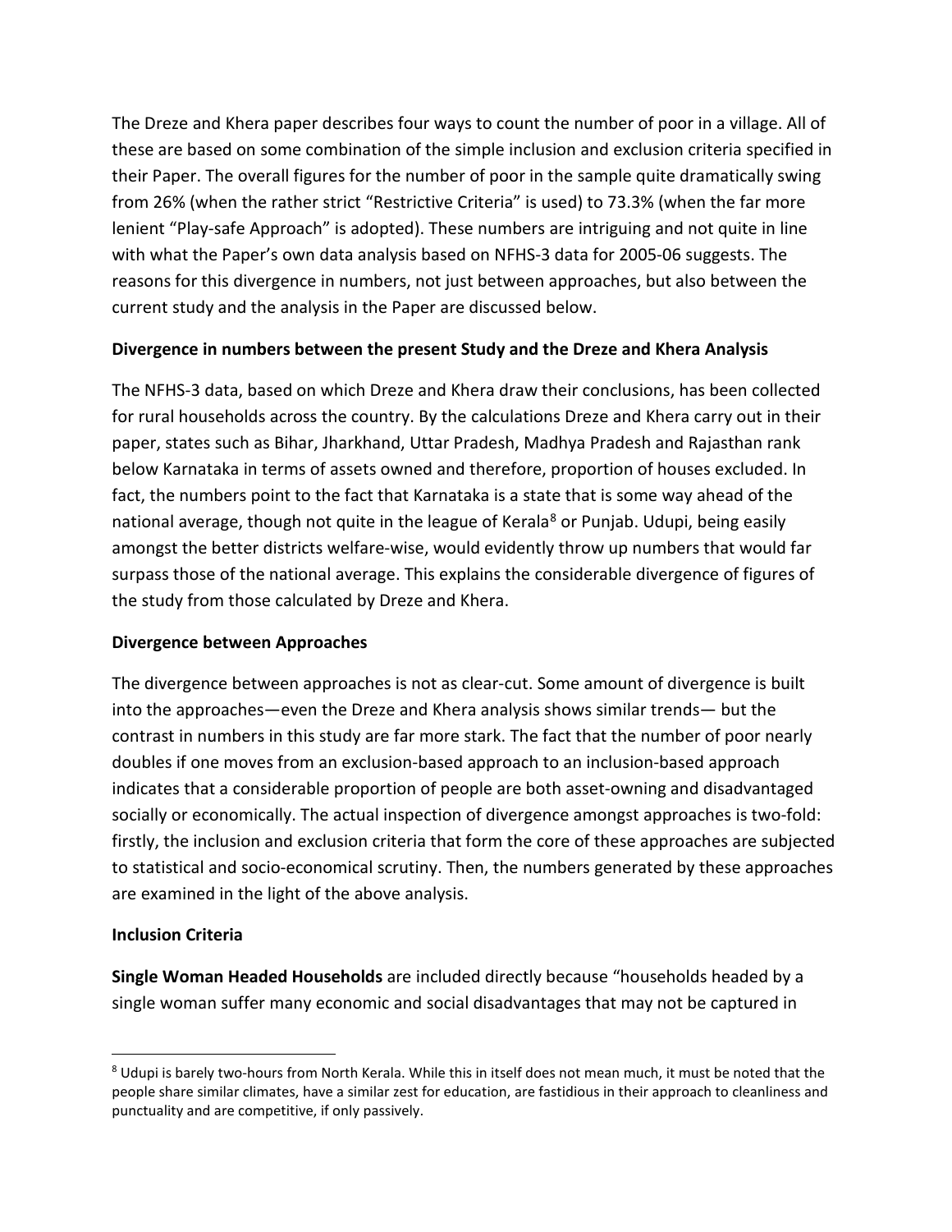The Dreze and Khera paper describes four ways to count the number of poor in a village. All of these are based on some combination of the simple inclusion and exclusion criteria specified in their Paper. The overall figures for the number of poor in the sample quite dramatically swing from 26% (when the rather strict "Restrictive Criteria" is used) to 73.3% (when the far more lenient "Play-safe Approach" is adopted). These numbers are intriguing and not quite in line with what the Paper's own data analysis based on NFHS-3 data for 2005-06 suggests. The reasons for this divergence in numbers, not just between approaches, but also between the current study and the analysis in the Paper are discussed below.

**Divergence in numbers between the present Study and the Dreze and Khera Analysis**

The NFHS-3 data, based on which Dreze and Khera draw their conclusions, has been collected for rural households across the country. By the calculations Dreze and Khera carry out in their paper, states such as Bihar, Jharkhand, Uttar Pradesh, Madhya Pradesh and Rajasthan rank below Karnataka in terms of assets owned and therefore, proportion of houses excluded. In fact, the numbers point to the fact that Karnataka is a state that is some way ahead of the national average, though not quite in the league of Kerala[8] or Punjab. Udupi, being easily amongst the better districts welfare-wise, would evidently throw up numbers that would far surpass those of the national average. This explains the considerable divergence of figures of the study from those calculated by Dreze and Khera.

**Divergence between Approaches**

The divergence between approaches is not as clear-cut. Some amount of divergence is built into the approaches—even the Dreze and Khera analysis shows similar trends— but the contrast in numbers in this study are far more stark. The fact that the number of poor nearly doubles if one moves from an exclusion-based approach to an inclusion-based approach indicates that a considerable proportion of people are both asset-owning and disadvantaged socially or economically. The actual inspection of divergence amongst approaches is two-fold: firstly, the inclusion and exclusion criteria that form the core of these approaches are subjected to statistical and socio-economical scrutiny. Then, the numbers generated by these approaches are examined in the light of the above analysis.

**Inclusion Criteria**

**Single Woman Headed Households** are included directly because "households headed by a single woman suffer many economic and social disadvantages that may not be captured in

[8] Udupi is barely two-hours from North Kerala. While this in itself does not mean much, it must be noted that the people share similar climates, have a similar zest for education, are fastidious in their approach to cleanliness and punctuality and are competitive, if only passively.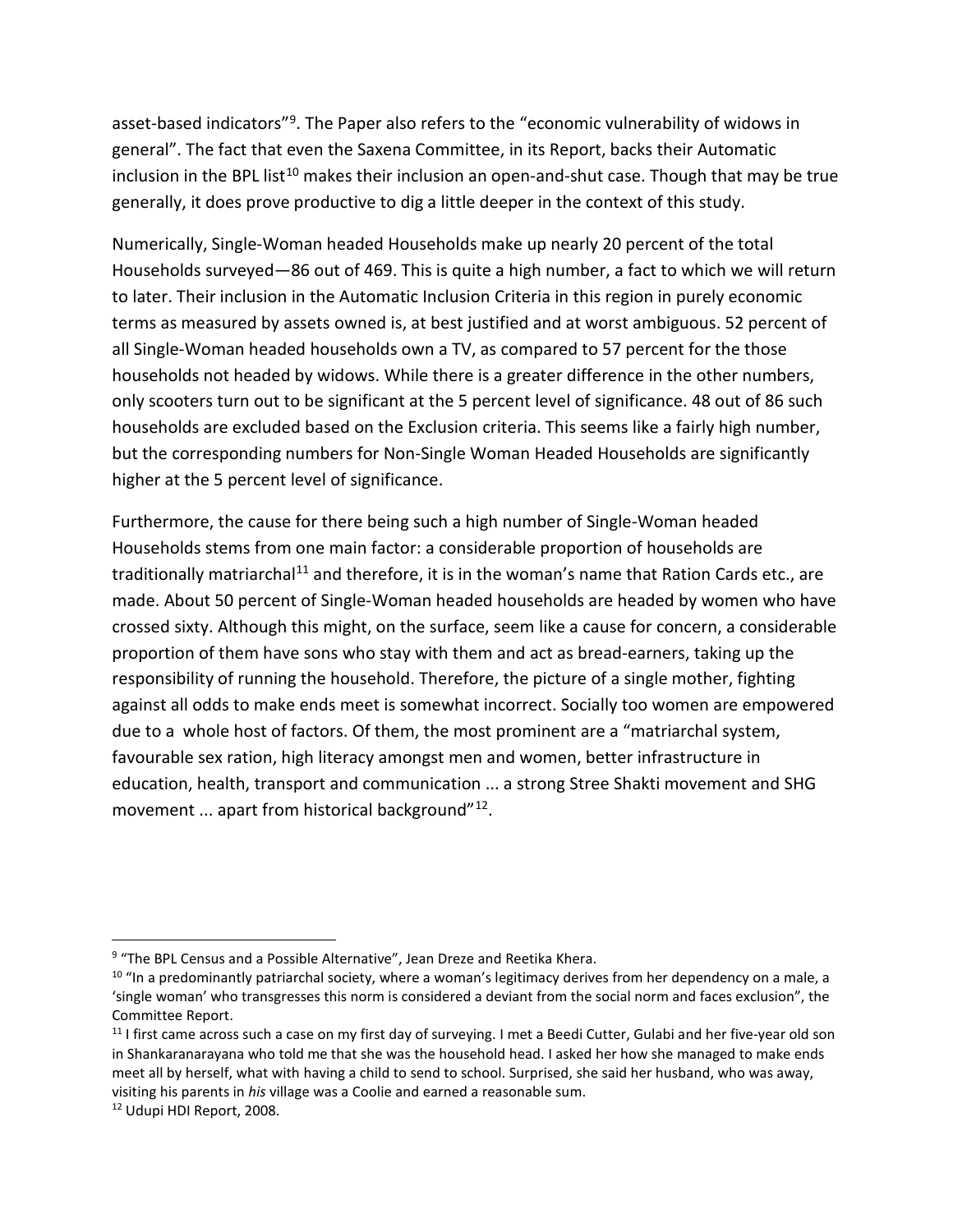asset-based indicators"[9]. The Paper also refers to the "economic vulnerability of widows in general". The fact that even the Saxena Committee, in its Report, backs their Automatic inclusion in the BPL list[10] makes their inclusion an open-and-shut case. Though that may be true generally, it does prove productive to dig a little deeper in the context of this study.

Numerically, Single-Woman headed Households make up nearly 20 percent of the total Households surveyed—86 out of 469. This is quite a high number, a fact to which we will return to later. Their inclusion in the Automatic Inclusion Criteria in this region in purely economic terms as measured by assets owned is, at best justified and at worst ambiguous. 52 percent of all Single-Woman headed households own a TV, as compared to 57 percent for the those households not headed by widows. While there is a greater difference in the other numbers, only scooters turn out to be significant at the 5 percent level of significance. 48 out of 86 such households are excluded based on the Exclusion criteria. This seems like a fairly high number, but the corresponding numbers for Non-Single Woman Headed Households are significantly higher at the 5 percent level of significance.

Furthermore, the cause for there being such a high number of Single-Woman headed Households stems from one main factor: a considerable proportion of households are traditionally matriarchal[11] and therefore, it is in the woman's name that Ration Cards etc., are made. About 50 percent of Single-Woman headed households are headed by women who have crossed sixty. Although this might, on the surface, seem like a cause for concern, a considerable proportion of them have sons who stay with them and act as bread-earners, taking up the responsibility of running the household. Therefore, the picture of a single mother, fighting against all odds to make ends meet is somewhat incorrect. Socially too women are empowered due to a whole host of factors. Of them, the most prominent are a "matriarchal system, favourable sex ration, high literacy amongst men and women, better infrastructure in education, health, transport and communication ... a strong Stree Shakti movement and SHG movement ... apart from historical background"[12].

---

[9] "The BPL Census and a Possible Alternative", Jean Dreze and Reetika Khera.

[10] "In a predominantly patriarchal society, where a woman's legitimacy derives from her dependency on a male, a 'single woman' who transgresses this norm is considered a deviant from the social norm and faces exclusion", the Committee Report.

[11] I first came across such a case on my first day of surveying. I met a Beedi Cutter, Gulabi and her five-year old son in Shankaranarayana who told me that she was the household head. I asked her how she managed to make ends meet all by herself, what with having a child to send to school. Surprised, she said her husband, who was away, visiting his parents in *his* village was a Coolie and earned a reasonable sum.

[12] Udupi HDI Report, 2008.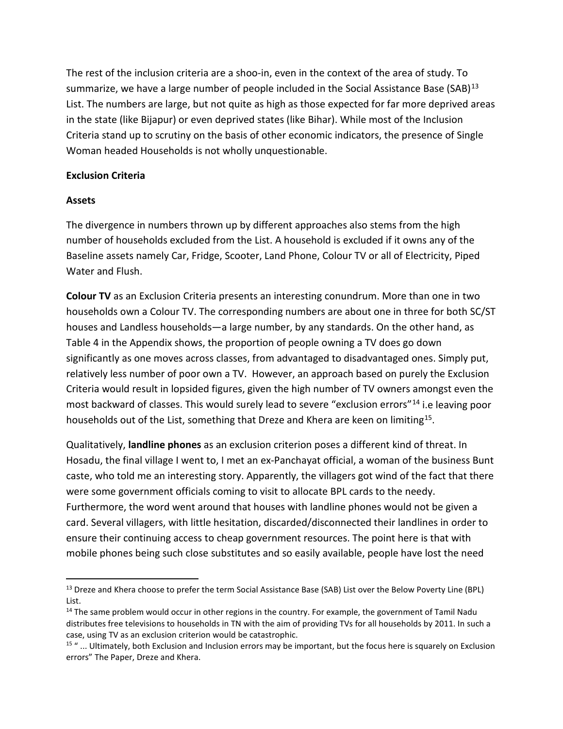The rest of the inclusion criteria are a shoo-in, even in the context of the area of study. To summarize, we have a large number of people included in the Social Assistance Base (SAB)[13] List. The numbers are large, but not quite as high as those expected for far more deprived areas in the state (like Bijapur) or even deprived states (like Bihar). While most of the Inclusion Criteria stand up to scrutiny on the basis of other economic indicators, the presence of Single Woman headed Households is not wholly unquestionable.

**Exclusion Criteria**

**Assets**

The divergence in numbers thrown up by different approaches also stems from the high number of households excluded from the List. A household is excluded if it owns any of the Baseline assets namely Car, Fridge, Scooter, Land Phone, Colour TV or all of Electricity, Piped Water and Flush.

**Colour TV** as an Exclusion Criteria presents an interesting conundrum. More than one in two households own a Colour TV. The corresponding numbers are about one in three for both SC/ST houses and Landless households—a large number, by any standards. On the other hand, as Table 4 in the Appendix shows, the proportion of people owning a TV does go down significantly as one moves across classes, from advantaged to disadvantaged ones. Simply put, relatively less number of poor own a TV. However, an approach based on purely the Exclusion Criteria would result in lopsided figures, given the high number of TV owners amongst even the most backward of classes. This would surely lead to severe "exclusion errors"[14] i.e leaving poor households out of the List, something that Dreze and Khera are keen on limiting[15].

Qualitatively, **landline phones** as an exclusion criterion poses a different kind of threat. In Hosadu, the final village I went to, I met an ex-Panchayat official, a woman of the business Bunt caste, who told me an interesting story. Apparently, the villagers got wind of the fact that there were some government officials coming to visit to allocate BPL cards to the needy. Furthermore, the word went around that houses with landline phones would not be given a card. Several villagers, with little hesitation, discarded/disconnected their landlines in order to ensure their continuing access to cheap government resources. The point here is that with mobile phones being such close substitutes and so easily available, people have lost the need

[13] Dreze and Khera choose to prefer the term Social Assistance Base (SAB) List over the Below Poverty Line (BPL) List.

[14] The same problem would occur in other regions in the country. For example, the government of Tamil Nadu distributes free televisions to households in TN with the aim of providing TVs for all households by 2011. In such a case, using TV as an exclusion criterion would be catastrophic.

[15] " ... Ultimately, both Exclusion and Inclusion errors may be important, but the focus here is squarely on Exclusion errors" The Paper, Dreze and Khera.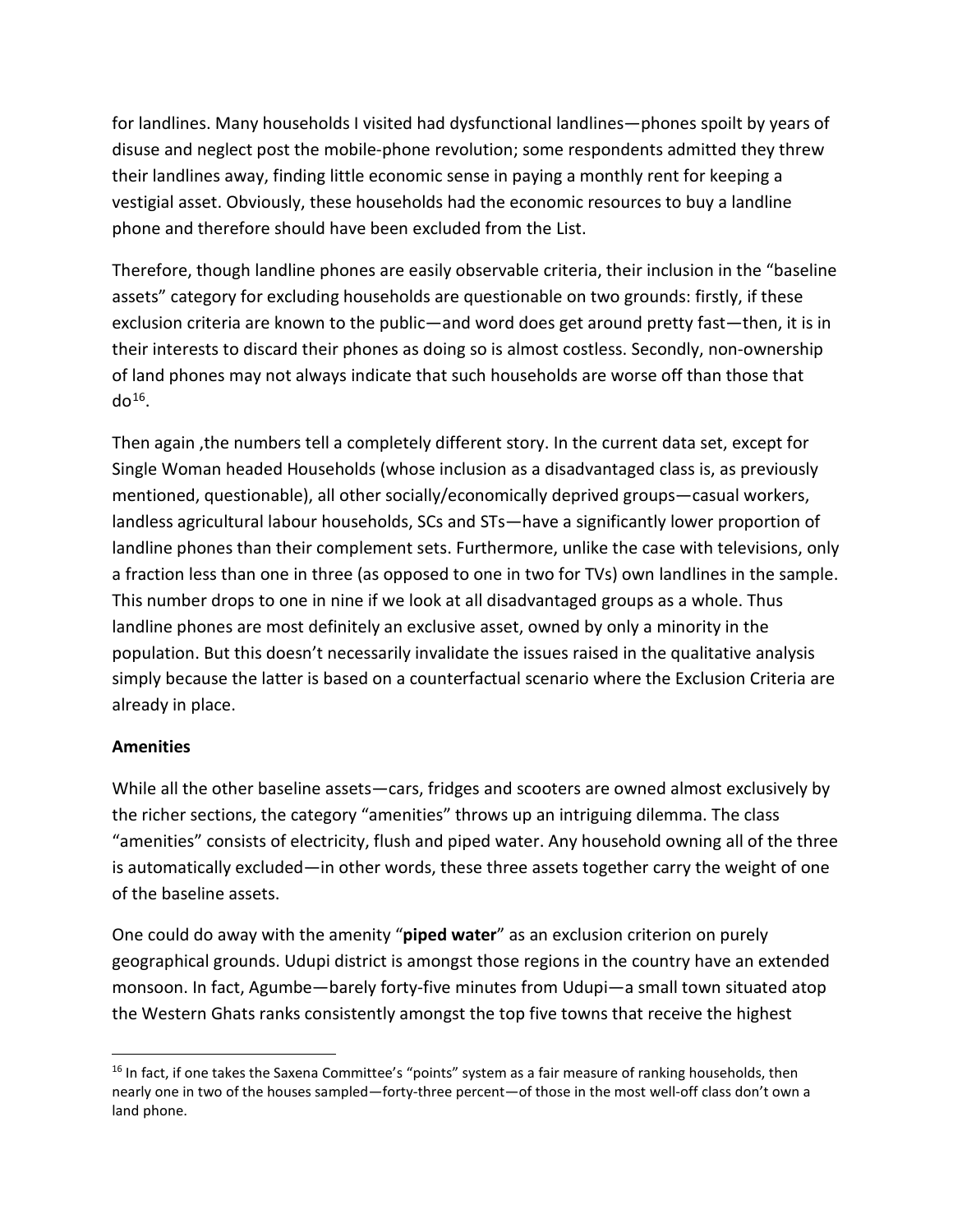for landlines. Many households I visited had dysfunctional landlines—phones spoilt by years of disuse and neglect post the mobile-phone revolution; some respondents admitted they threw their landlines away, finding little economic sense in paying a monthly rent for keeping a vestigial asset. Obviously, these households had the economic resources to buy a landline phone and therefore should have been excluded from the List.

Therefore, though landline phones are easily observable criteria, their inclusion in the "baseline assets" category for excluding households are questionable on two grounds: firstly, if these exclusion criteria are known to the public—and word does get around pretty fast—then, it is in their interests to discard their phones as doing so is almost costless. Secondly, non-ownership of land phones may not always indicate that such households are worse off than those that do[16].

Then again ,the numbers tell a completely different story. In the current data set, except for Single Woman headed Households (whose inclusion as a disadvantaged class is, as previously mentioned, questionable), all other socially/economically deprived groups—casual workers, landless agricultural labour households, SCs and STs—have a significantly lower proportion of landline phones than their complement sets. Furthermore, unlike the case with televisions, only a fraction less than one in three (as opposed to one in two for TVs) own landlines in the sample. This number drops to one in nine if we look at all disadvantaged groups as a whole. Thus landline phones are most definitely an exclusive asset, owned by only a minority in the population. But this doesn't necessarily invalidate the issues raised in the qualitative analysis simply because the latter is based on a counterfactual scenario where the Exclusion Criteria are already in place.

**Amenities**

While all the other baseline assets—cars, fridges and scooters are owned almost exclusively by the richer sections, the category "amenities" throws up an intriguing dilemma. The class "amenities" consists of electricity, flush and piped water. Any household owning all of the three is automatically excluded—in other words, these three assets together carry the weight of one of the baseline assets.

One could do away with the amenity "**piped water**" as an exclusion criterion on purely geographical grounds. Udupi district is amongst those regions in the country have an extended monsoon. In fact, Agumbe—barely forty-five minutes from Udupi—a small town situated atop the Western Ghats ranks consistently amongst the top five towns that receive the highest

[16] In fact, if one takes the Saxena Committee's "points" system as a fair measure of ranking households, then nearly one in two of the houses sampled—forty-three percent—of those in the most well-off class don't own a land phone.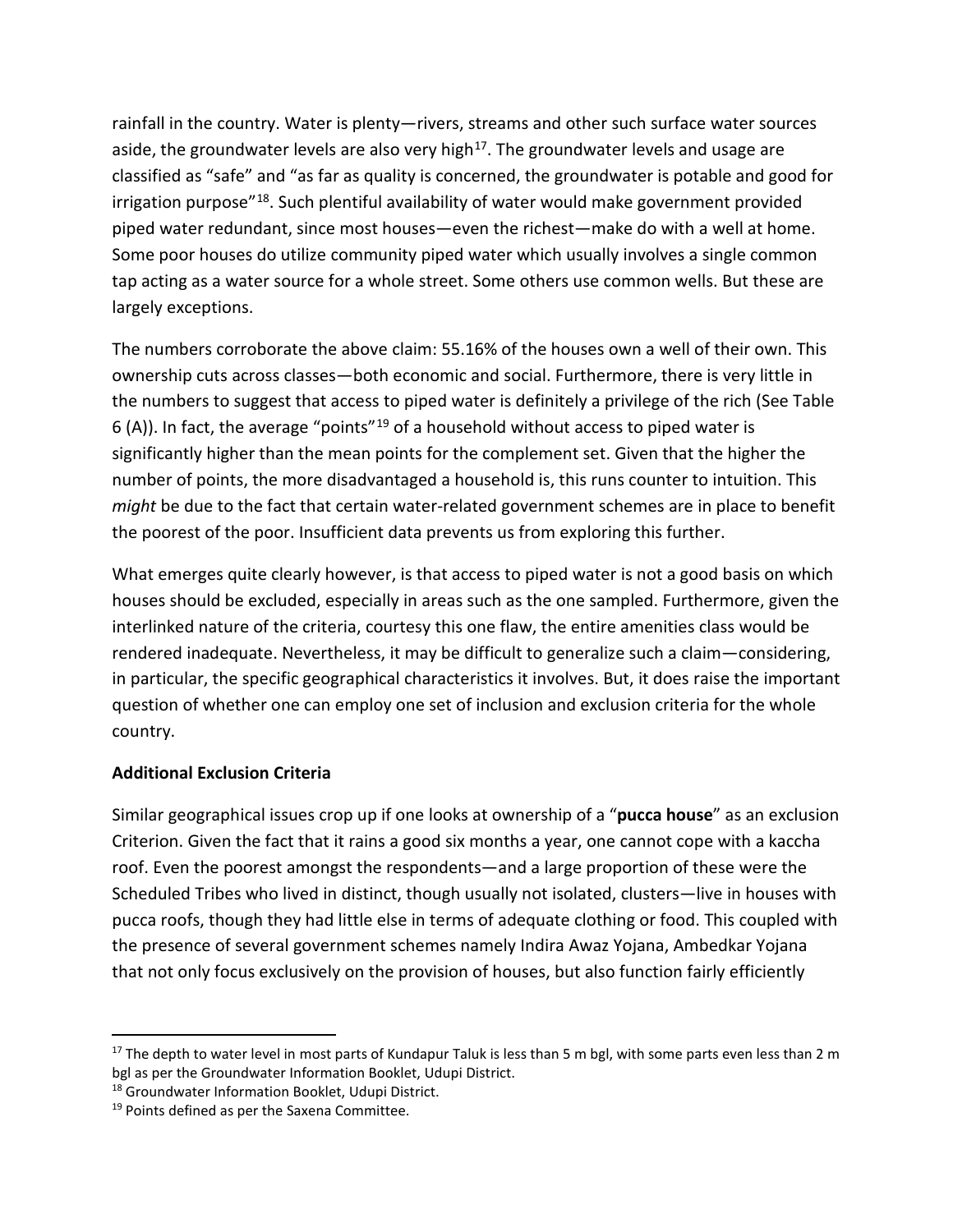rainfall in the country. Water is plenty—rivers, streams and other such surface water sources aside, the groundwater levels are also very high[17]. The groundwater levels and usage are classified as "safe" and "as far as quality is concerned, the groundwater is potable and good for irrigation purpose"[18]. Such plentiful availability of water would make government provided piped water redundant, since most houses—even the richest—make do with a well at home. Some poor houses do utilize community piped water which usually involves a single common tap acting as a water source for a whole street. Some others use common wells. But these are largely exceptions.

The numbers corroborate the above claim: 55.16% of the houses own a well of their own. This ownership cuts across classes—both economic and social. Furthermore, there is very little in the numbers to suggest that access to piped water is definitely a privilege of the rich (See Table 6 (A)). In fact, the average "points"[19] of a household without access to piped water is significantly higher than the mean points for the complement set. Given that the higher the number of points, the more disadvantaged a household is, this runs counter to intuition. This *might* be due to the fact that certain water-related government schemes are in place to benefit the poorest of the poor. Insufficient data prevents us from exploring this further.

What emerges quite clearly however, is that access to piped water is not a good basis on which houses should be excluded, especially in areas such as the one sampled. Furthermore, given the interlinked nature of the criteria, courtesy this one flaw, the entire amenities class would be rendered inadequate. Nevertheless, it may be difficult to generalize such a claim—considering, in particular, the specific geographical characteristics it involves. But, it does raise the important question of whether one can employ one set of inclusion and exclusion criteria for the whole country.

**Additional Exclusion Criteria**

Similar geographical issues crop up if one looks at ownership of a "**pucca house**" as an exclusion Criterion. Given the fact that it rains a good six months a year, one cannot cope with a kaccha roof. Even the poorest amongst the respondents—and a large proportion of these were the Scheduled Tribes who lived in distinct, though usually not isolated, clusters—live in houses with pucca roofs, though they had little else in terms of adequate clothing or food. This coupled with the presence of several government schemes namely Indira Awaz Yojana, Ambedkar Yojana that not only focus exclusively on the provision of houses, but also function fairly efficiently

---

[17] The depth to water level in most parts of Kundapur Taluk is less than 5 m bgl, with some parts even less than 2 m bgl as per the Groundwater Information Booklet, Udupi District.

[18] Groundwater Information Booklet, Udupi District.

[19] Points defined as per the Saxena Committee.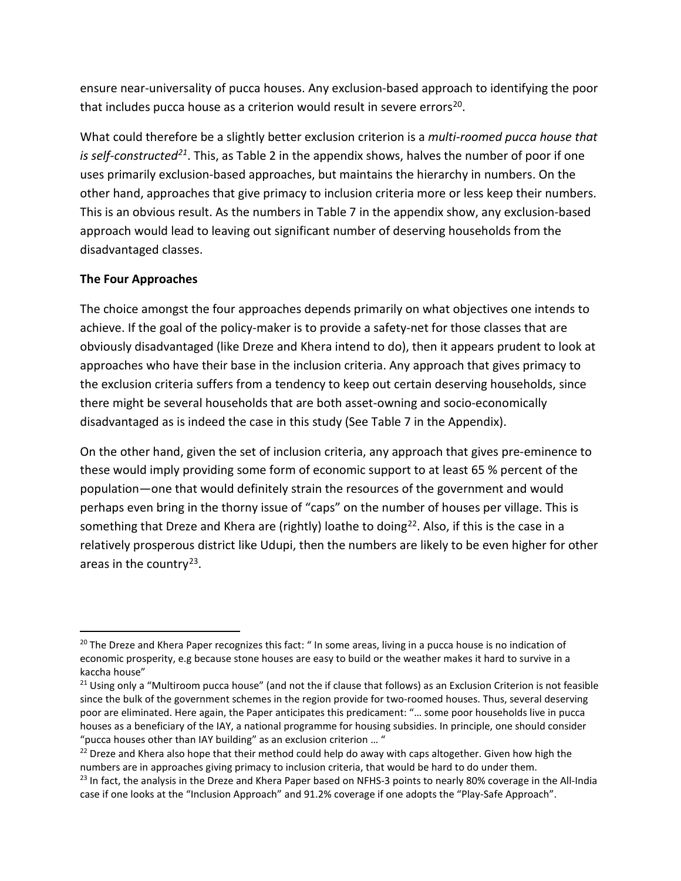ensure near-universality of pucca houses. Any exclusion-based approach to identifying the poor that includes pucca house as a criterion would result in severe errors[20].

What could therefore be a slightly better exclusion criterion is a *multi-roomed pucca house that is self-constructed*[21]. This, as Table 2 in the appendix shows, halves the number of poor if one uses primarily exclusion-based approaches, but maintains the hierarchy in numbers. On the other hand, approaches that give primacy to inclusion criteria more or less keep their numbers. This is an obvious result. As the numbers in Table 7 in the appendix show, any exclusion-based approach would lead to leaving out significant number of deserving households from the disadvantaged classes.

**The Four Approaches**

The choice amongst the four approaches depends primarily on what objectives one intends to achieve. If the goal of the policy-maker is to provide a safety-net for those classes that are obviously disadvantaged (like Dreze and Khera intend to do), then it appears prudent to look at approaches who have their base in the inclusion criteria. Any approach that gives primacy to the exclusion criteria suffers from a tendency to keep out certain deserving households, since there might be several households that are both asset-owning and socio-economically disadvantaged as is indeed the case in this study (See Table 7 in the Appendix).

On the other hand, given the set of inclusion criteria, any approach that gives pre-eminence to these would imply providing some form of economic support to at least 65 % percent of the population—one that would definitely strain the resources of the government and would perhaps even bring in the thorny issue of "caps" on the number of houses per village. This is something that Dreze and Khera are (rightly) loathe to doing[22]. Also, if this is the case in a relatively prosperous district like Udupi, then the numbers are likely to be even higher for other areas in the country[23].

---

[20] The Dreze and Khera Paper recognizes this fact: " In some areas, living in a pucca house is no indication of economic prosperity, e.g because stone houses are easy to build or the weather makes it hard to survive in a kaccha house"

[21] Using only a "Multiroom pucca house" (and not the if clause that follows) as an Exclusion Criterion is not feasible since the bulk of the government schemes in the region provide for two-roomed houses. Thus, several deserving poor are eliminated. Here again, the Paper anticipates this predicament: "… some poor households live in pucca houses as a beneficiary of the IAY, a national programme for housing subsidies. In principle, one should consider "pucca houses other than IAY building" as an exclusion criterion … "

[22] Dreze and Khera also hope that their method could help do away with caps altogether. Given how high the numbers are in approaches giving primacy to inclusion criteria, that would be hard to do under them.

[23] In fact, the analysis in the Dreze and Khera Paper based on NFHS-3 points to nearly 80% coverage in the All-India case if one looks at the "Inclusion Approach" and 91.2% coverage if one adopts the "Play-Safe Approach".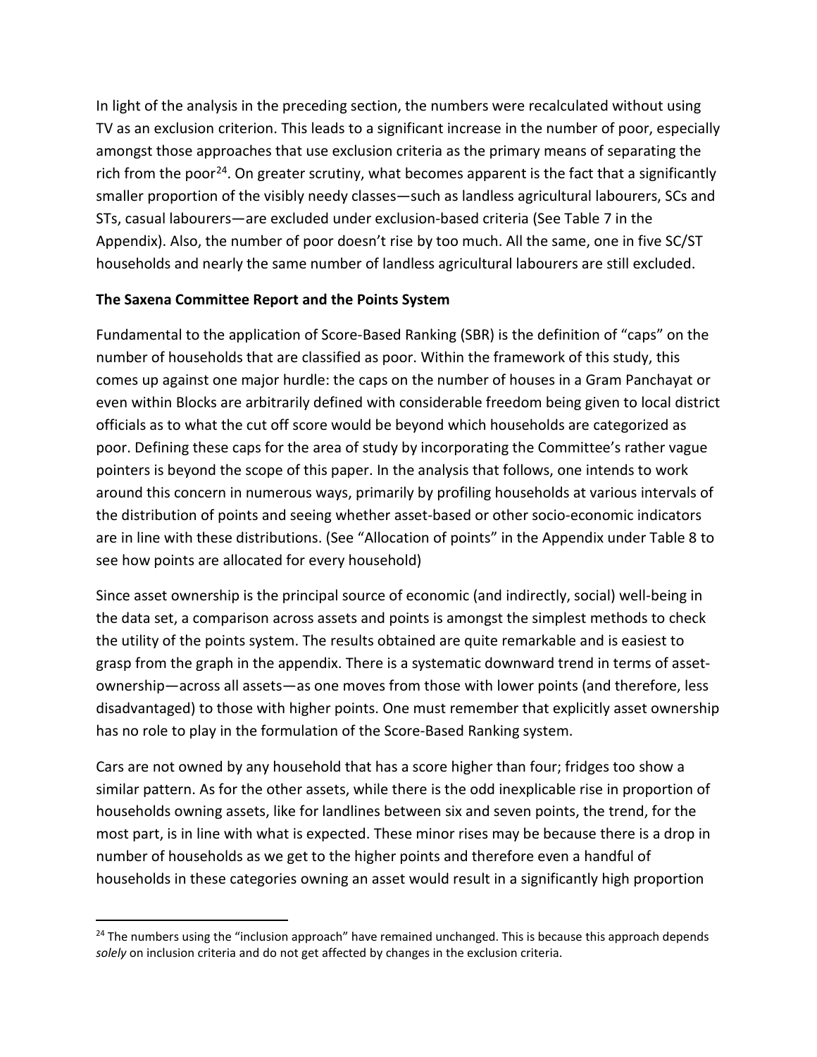In light of the analysis in the preceding section, the numbers were recalculated without using TV as an exclusion criterion. This leads to a significant increase in the number of poor, especially amongst those approaches that use exclusion criteria as the primary means of separating the rich from the poor[24]. On greater scrutiny, what becomes apparent is the fact that a significantly smaller proportion of the visibly needy classes—such as landless agricultural labourers, SCs and STs, casual labourers—are excluded under exclusion-based criteria (See Table 7 in the Appendix). Also, the number of poor doesn't rise by too much. All the same, one in five SC/ST households and nearly the same number of landless agricultural labourers are still excluded.

**The Saxena Committee Report and the Points System**

Fundamental to the application of Score-Based Ranking (SBR) is the definition of "caps" on the number of households that are classified as poor. Within the framework of this study, this comes up against one major hurdle: the caps on the number of houses in a Gram Panchayat or even within Blocks are arbitrarily defined with considerable freedom being given to local district officials as to what the cut off score would be beyond which households are categorized as poor. Defining these caps for the area of study by incorporating the Committee's rather vague pointers is beyond the scope of this paper. In the analysis that follows, one intends to work around this concern in numerous ways, primarily by profiling households at various intervals of the distribution of points and seeing whether asset-based or other socio-economic indicators are in line with these distributions. (See "Allocation of points" in the Appendix under Table 8 to see how points are allocated for every household)

Since asset ownership is the principal source of economic (and indirectly, social) well-being in the data set, a comparison across assets and points is amongst the simplest methods to check the utility of the points system. The results obtained are quite remarkable and is easiest to grasp from the graph in the appendix. There is a systematic downward trend in terms of asset-ownership—across all assets—as one moves from those with lower points (and therefore, less disadvantaged) to those with higher points. One must remember that explicitly asset ownership has no role to play in the formulation of the Score-Based Ranking system.

Cars are not owned by any household that has a score higher than four; fridges too show a similar pattern. As for the other assets, while there is the odd inexplicable rise in proportion of households owning assets, like for landlines between six and seven points, the trend, for the most part, is in line with what is expected. These minor rises may be because there is a drop in number of households as we get to the higher points and therefore even a handful of households in these categories owning an asset would result in a significantly high proportion

---

[24] The numbers using the "inclusion approach" have remained unchanged. This is because this approach depends *solely* on inclusion criteria and do not get affected by changes in the exclusion criteria.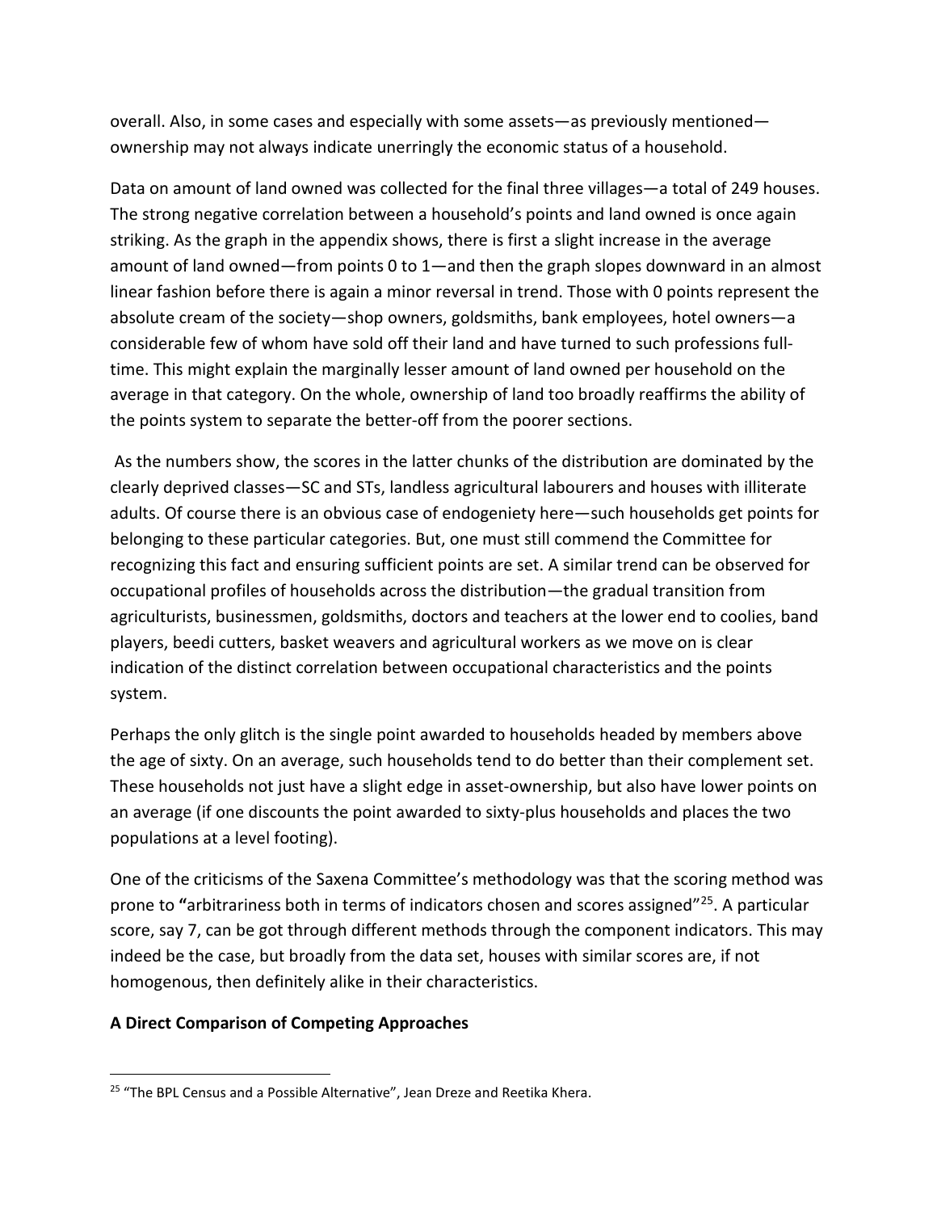overall. Also, in some cases and especially with some assets—as previously mentioned—ownership may not always indicate unerringly the economic status of a household.

Data on amount of land owned was collected for the final three villages—a total of 249 houses. The strong negative correlation between a household's points and land owned is once again striking. As the graph in the appendix shows, there is first a slight increase in the average amount of land owned—from points 0 to 1—and then the graph slopes downward in an almost linear fashion before there is again a minor reversal in trend. Those with 0 points represent the absolute cream of the society—shop owners, goldsmiths, bank employees, hotel owners—a considerable few of whom have sold off their land and have turned to such professions full-time. This might explain the marginally lesser amount of land owned per household on the average in that category. On the whole, ownership of land too broadly reaffirms the ability of the points system to separate the better-off from the poorer sections.

As the numbers show, the scores in the latter chunks of the distribution are dominated by the clearly deprived classes—SC and STs, landless agricultural labourers and houses with illiterate adults. Of course there is an obvious case of endogeniety here—such households get points for belonging to these particular categories. But, one must still commend the Committee for recognizing this fact and ensuring sufficient points are set. A similar trend can be observed for occupational profiles of households across the distribution—the gradual transition from agriculturists, businessmen, goldsmiths, doctors and teachers at the lower end to coolies, band players, beedi cutters, basket weavers and agricultural workers as we move on is clear indication of the distinct correlation between occupational characteristics and the points system.

Perhaps the only glitch is the single point awarded to households headed by members above the age of sixty. On an average, such households tend to do better than their complement set. These households not just have a slight edge in asset-ownership, but also have lower points on an average (if one discounts the point awarded to sixty-plus households and places the two populations at a level footing).

One of the criticisms of the Saxena Committee's methodology was that the scoring method was prone to "arbitrariness both in terms of indicators chosen and scores assigned"[25]. A particular score, say 7, can be got through different methods through the component indicators. This may indeed be the case, but broadly from the data set, houses with similar scores are, if not homogenous, then definitely alike in their characteristics.

**A Direct Comparison of Competing Approaches**

[25] "The BPL Census and a Possible Alternative", Jean Dreze and Reetika Khera.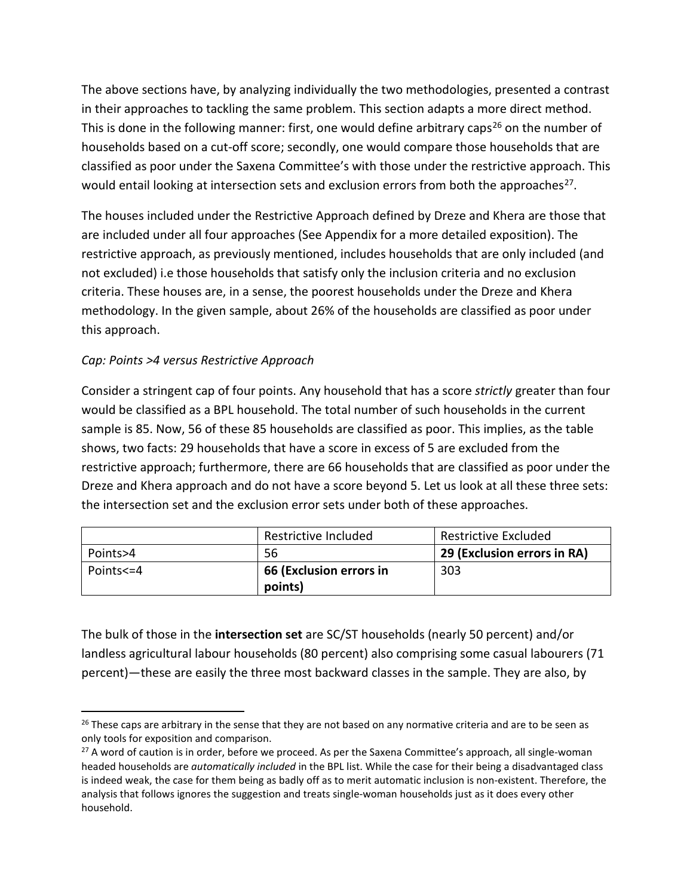The above sections have, by analyzing individually the two methodologies, presented a contrast in their approaches to tackling the same problem. This section adapts a more direct method. This is done in the following manner: first, one would define arbitrary caps[26] on the number of households based on a cut-off score; secondly, one would compare those households that are classified as poor under the Saxena Committee's with those under the restrictive approach. This would entail looking at intersection sets and exclusion errors from both the approaches[27].

The houses included under the Restrictive Approach defined by Dreze and Khera are those that are included under all four approaches (See Appendix for a more detailed exposition). The restrictive approach, as previously mentioned, includes households that are only included (and not excluded) i.e those households that satisfy only the inclusion criteria and no exclusion criteria. These houses are, in a sense, the poorest households under the Dreze and Khera methodology. In the given sample, about 26% of the households are classified as poor under this approach.

*Cap: Points >4 versus Restrictive Approach*

Consider a stringent cap of four points. Any household that has a score *strictly* greater than four would be classified as a BPL household. The total number of such households in the current sample is 85. Now, 56 of these 85 households are classified as poor. This implies, as the table shows, two facts: 29 households that have a score in excess of 5 are excluded from the restrictive approach; furthermore, there are 66 households that are classified as poor under the Dreze and Khera approach and do not have a score beyond 5. Let us look at all these three sets: the intersection set and the exclusion error sets under both of these approaches.

| | Restrictive Included | Restrictive Excluded |
|---|---|---|
| Points>4 | 56 | **29 (Exclusion errors in RA)** |
| Points<=4 | **66 (Exclusion errors in points)** | 303 |

The bulk of those in the **intersection set** are SC/ST households (nearly 50 percent) and/or landless agricultural labour households (80 percent) also comprising some casual labourers (71 percent)—these are easily the three most backward classes in the sample. They are also, by

[26] These caps are arbitrary in the sense that they are not based on any normative criteria and are to be seen as only tools for exposition and comparison.

[27] A word of caution is in order, before we proceed. As per the Saxena Committee's approach, all single-woman headed households are *automatically included* in the BPL list. While the case for their being a disadvantaged class is indeed weak, the case for them being as badly off as to merit automatic inclusion is non-existent. Therefore, the analysis that follows ignores the suggestion and treats single-woman households just as it does every other household.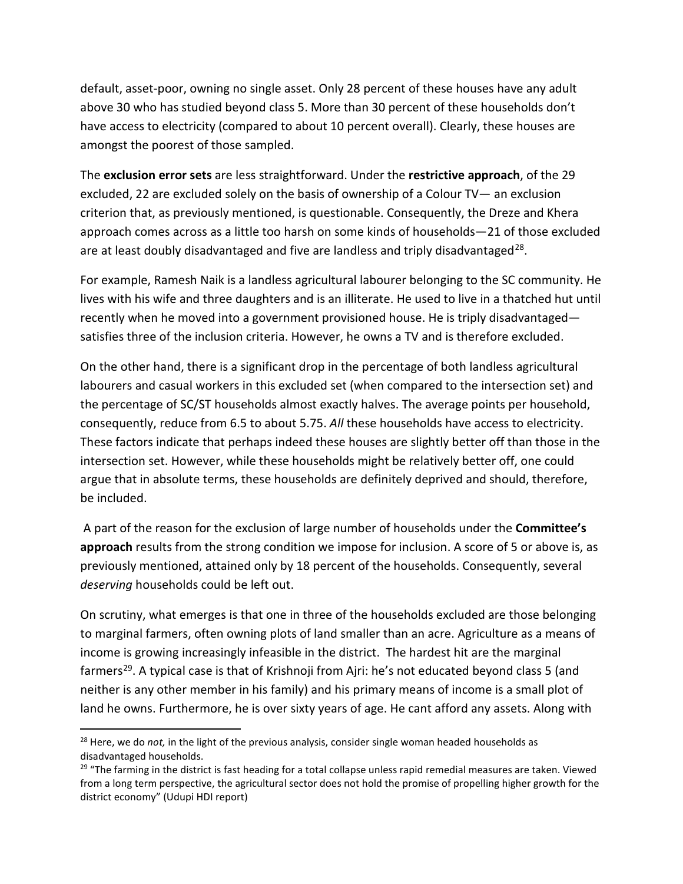default, asset-poor, owning no single asset. Only 28 percent of these houses have any adult above 30 who has studied beyond class 5. More than 30 percent of these households don't have access to electricity (compared to about 10 percent overall). Clearly, these houses are amongst the poorest of those sampled.

The **exclusion error sets** are less straightforward. Under the **restrictive approach**, of the 29 excluded, 22 are excluded solely on the basis of ownership of a Colour TV— an exclusion criterion that, as previously mentioned, is questionable. Consequently, the Dreze and Khera approach comes across as a little too harsh on some kinds of households—21 of those excluded are at least doubly disadvantaged and five are landless and triply disadvantaged[28].

For example, Ramesh Naik is a landless agricultural labourer belonging to the SC community. He lives with his wife and three daughters and is an illiterate. He used to live in a thatched hut until recently when he moved into a government provisioned house. He is triply disadvantaged—satisfies three of the inclusion criteria. However, he owns a TV and is therefore excluded.

On the other hand, there is a significant drop in the percentage of both landless agricultural labourers and casual workers in this excluded set (when compared to the intersection set) and the percentage of SC/ST households almost exactly halves. The average points per household, consequently, reduce from 6.5 to about 5.75. *All* these households have access to electricity. These factors indicate that perhaps indeed these houses are slightly better off than those in the intersection set. However, while these households might be relatively better off, one could argue that in absolute terms, these households are definitely deprived and should, therefore, be included.

A part of the reason for the exclusion of large number of households under the **Committee's approach** results from the strong condition we impose for inclusion. A score of 5 or above is, as previously mentioned, attained only by 18 percent of the households. Consequently, several *deserving* households could be left out.

On scrutiny, what emerges is that one in three of the households excluded are those belonging to marginal farmers, often owning plots of land smaller than an acre. Agriculture as a means of income is growing increasingly infeasible in the district. The hardest hit are the marginal farmers[29]. A typical case is that of Krishnoji from Ajri: he's not educated beyond class 5 (and neither is any other member in his family) and his primary means of income is a small plot of land he owns. Furthermore, he is over sixty years of age. He cant afford any assets. Along with

[28] Here, we do *not,* in the light of the previous analysis, consider single woman headed households as disadvantaged households.

[29] "The farming in the district is fast heading for a total collapse unless rapid remedial measures are taken. Viewed from a long term perspective, the agricultural sector does not hold the promise of propelling higher growth for the district economy" (Udupi HDI report)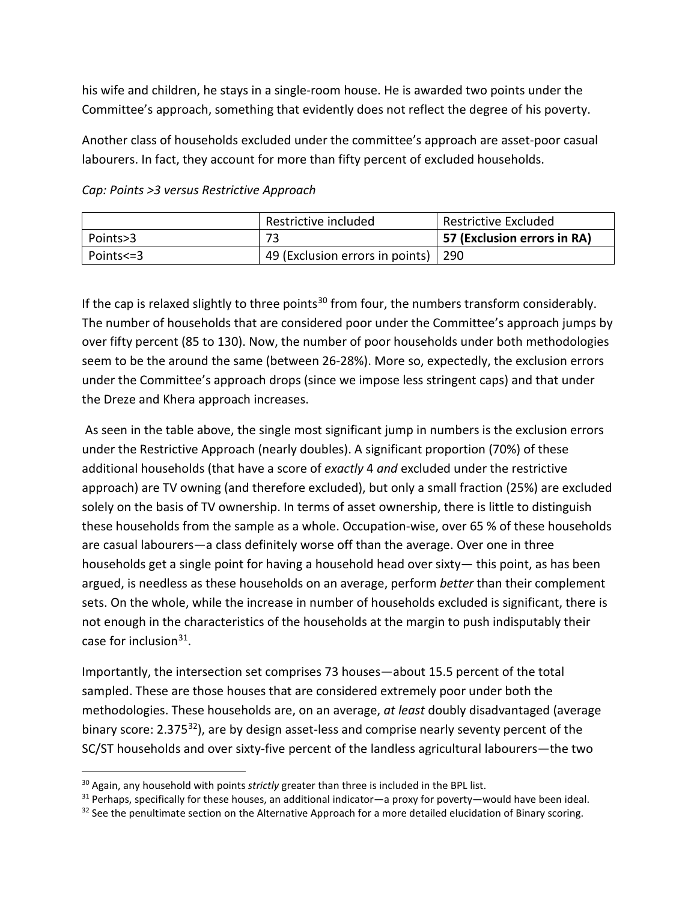his wife and children, he stays in a single-room house. He is awarded two points under the Committee's approach, something that evidently does not reflect the degree of his poverty.

Another class of households excluded under the committee's approach are asset-poor casual labourers. In fact, they account for more than fifty percent of excluded households.

*Cap: Points >3 versus Restrictive Approach*

| | Restrictive included | Restrictive Excluded |
|---|---|---|
| Points>3 | 73 | **57 (Exclusion errors in RA)** |
| Points<=3 | 49 (Exclusion errors in points) | 290 |

If the cap is relaxed slightly to three points[30] from four, the numbers transform considerably. The number of households that are considered poor under the Committee's approach jumps by over fifty percent (85 to 130). Now, the number of poor households under both methodologies seem to be the around the same (between 26-28%). More so, expectedly, the exclusion errors under the Committee's approach drops (since we impose less stringent caps) and that under the Dreze and Khera approach increases.

As seen in the table above, the single most significant jump in numbers is the exclusion errors under the Restrictive Approach (nearly doubles). A significant proportion (70%) of these additional households (that have a score of *exactly* 4 *and* excluded under the restrictive approach) are TV owning (and therefore excluded), but only a small fraction (25%) are excluded solely on the basis of TV ownership. In terms of asset ownership, there is little to distinguish these households from the sample as a whole. Occupation-wise, over 65 % of these households are casual labourers—a class definitely worse off than the average. Over one in three households get a single point for having a household head over sixty— this point, as has been argued, is needless as these households on an average, perform *better* than their complement sets. On the whole, while the increase in number of households excluded is significant, there is not enough in the characteristics of the households at the margin to push indisputably their case for inclusion[31].

Importantly, the intersection set comprises 73 houses—about 15.5 percent of the total sampled. These are those houses that are considered extremely poor under both the methodologies. These households are, on an average, *at least* doubly disadvantaged (average binary score: 2.375[32]), are by design asset-less and comprise nearly seventy percent of the SC/ST households and over sixty-five percent of the landless agricultural labourers—the two

[30] Again, any household with points *strictly* greater than three is included in the BPL list.

[31] Perhaps, specifically for these houses, an additional indicator—a proxy for poverty—would have been ideal.

[32] See the penultimate section on the Alternative Approach for a more detailed elucidation of Binary scoring.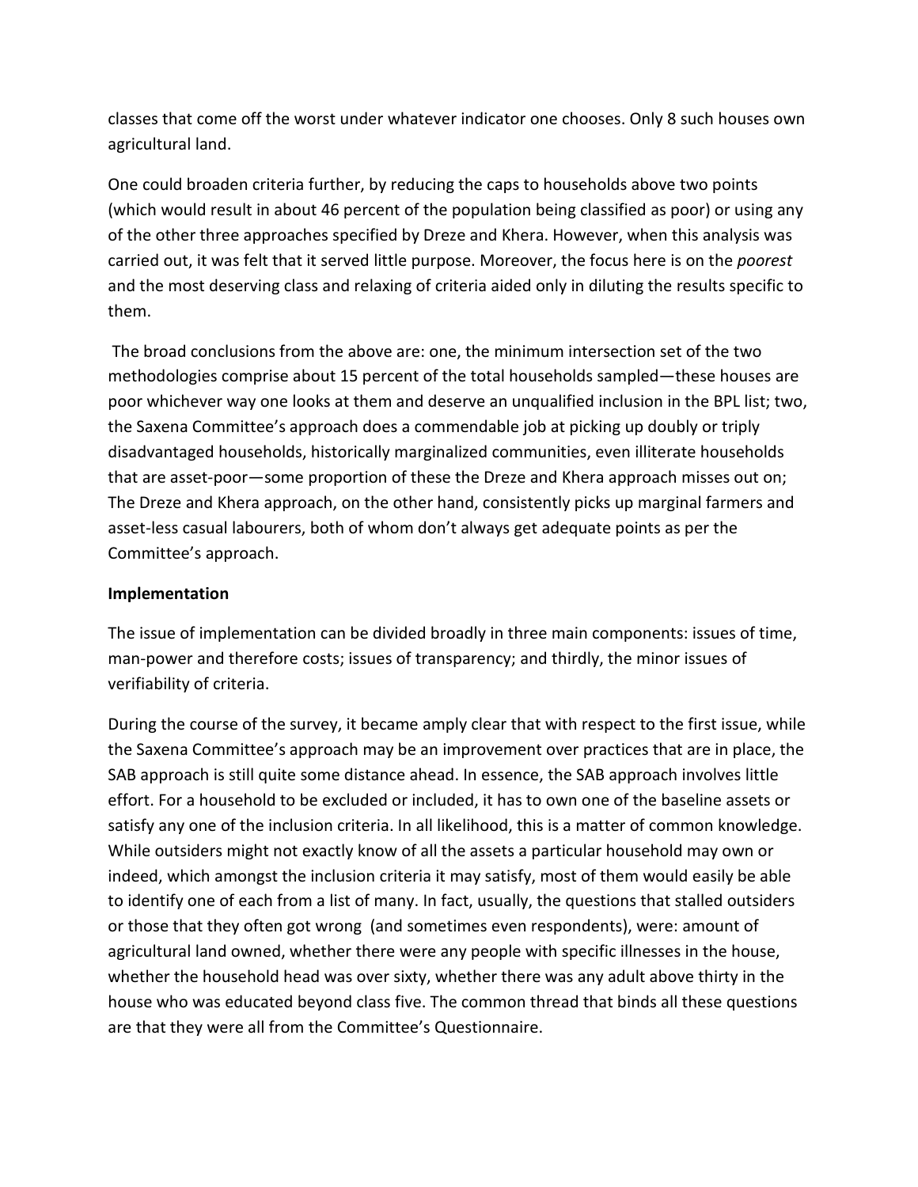classes that come off the worst under whatever indicator one chooses. Only 8 such houses own agricultural land.

One could broaden criteria further, by reducing the caps to households above two points (which would result in about 46 percent of the population being classified as poor) or using any of the other three approaches specified by Dreze and Khera. However, when this analysis was carried out, it was felt that it served little purpose. Moreover, the focus here is on the *poorest* and the most deserving class and relaxing of criteria aided only in diluting the results specific to them.

The broad conclusions from the above are: one, the minimum intersection set of the two methodologies comprise about 15 percent of the total households sampled—these houses are poor whichever way one looks at them and deserve an unqualified inclusion in the BPL list; two, the Saxena Committee's approach does a commendable job at picking up doubly or triply disadvantaged households, historically marginalized communities, even illiterate households that are asset-poor—some proportion of these the Dreze and Khera approach misses out on; The Dreze and Khera approach, on the other hand, consistently picks up marginal farmers and asset-less casual labourers, both of whom don't always get adequate points as per the Committee's approach.

**Implementation**

The issue of implementation can be divided broadly in three main components: issues of time, man-power and therefore costs; issues of transparency; and thirdly, the minor issues of verifiability of criteria.

During the course of the survey, it became amply clear that with respect to the first issue, while the Saxena Committee's approach may be an improvement over practices that are in place, the SAB approach is still quite some distance ahead. In essence, the SAB approach involves little effort. For a household to be excluded or included, it has to own one of the baseline assets or satisfy any one of the inclusion criteria. In all likelihood, this is a matter of common knowledge. While outsiders might not exactly know of all the assets a particular household may own or indeed, which amongst the inclusion criteria it may satisfy, most of them would easily be able to identify one of each from a list of many. In fact, usually, the questions that stalled outsiders or those that they often got wrong (and sometimes even respondents), were: amount of agricultural land owned, whether there were any people with specific illnesses in the house, whether the household head was over sixty, whether there was any adult above thirty in the house who was educated beyond class five. The common thread that binds all these questions are that they were all from the Committee's Questionnaire.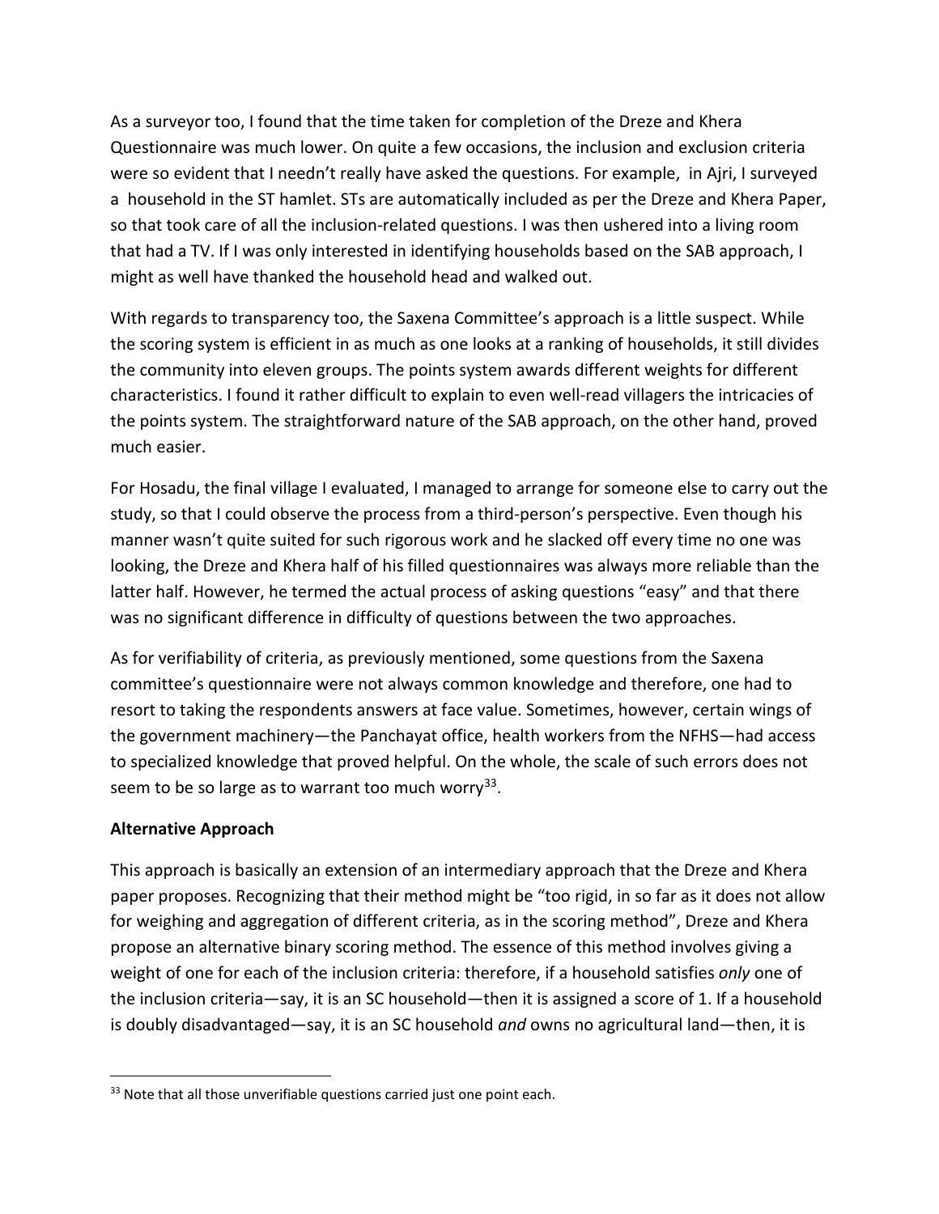As a surveyor too, I found that the time taken for completion of the Dreze and Khera Questionnaire was much lower. On quite a few occasions, the inclusion and exclusion criteria were so evident that I needn't really have asked the questions. For example, in Ajri, I surveyed a household in the ST hamlet. STs are automatically included as per the Dreze and Khera Paper, so that took care of all the inclusion-related questions. I was then ushered into a living room that had a TV. If I was only interested in identifying households based on the SAB approach, I might as well have thanked the household head and walked out.

With regards to transparency too, the Saxena Committee's approach is a little suspect. While the scoring system is efficient in as much as one looks at a ranking of households, it still divides the community into eleven groups. The points system awards different weights for different characteristics. I found it rather difficult to explain to even well-read villagers the intricacies of the points system. The straightforward nature of the SAB approach, on the other hand, proved much easier.

For Hosadu, the final village I evaluated, I managed to arrange for someone else to carry out the study, so that I could observe the process from a third-person's perspective. Even though his manner wasn't quite suited for such rigorous work and he slacked off every time no one was looking, the Dreze and Khera half of his filled questionnaires was always more reliable than the latter half. However, he termed the actual process of asking questions "easy" and that there was no significant difference in difficulty of questions between the two approaches.

As for verifiability of criteria, as previously mentioned, some questions from the Saxena committee's questionnaire were not always common knowledge and therefore, one had to resort to taking the respondents answers at face value. Sometimes, however, certain wings of the government machinery—the Panchayat office, health workers from the NFHS—had access to specialized knowledge that proved helpful. On the whole, the scale of such errors does not seem to be so large as to warrant too much worry[33].

**Alternative Approach**

This approach is basically an extension of an intermediary approach that the Dreze and Khera paper proposes. Recognizing that their method might be "too rigid, in so far as it does not allow for weighing and aggregation of different criteria, as in the scoring method", Dreze and Khera propose an alternative binary scoring method. The essence of this method involves giving a weight of one for each of the inclusion criteria: therefore, if a household satisfies *only* one of the inclusion criteria—say, it is an SC household—then it is assigned a score of 1. If a household is doubly disadvantaged—say, it is an SC household *and* owns no agricultural land—then, it is

[33] Note that all those unverifiable questions carried just one point each.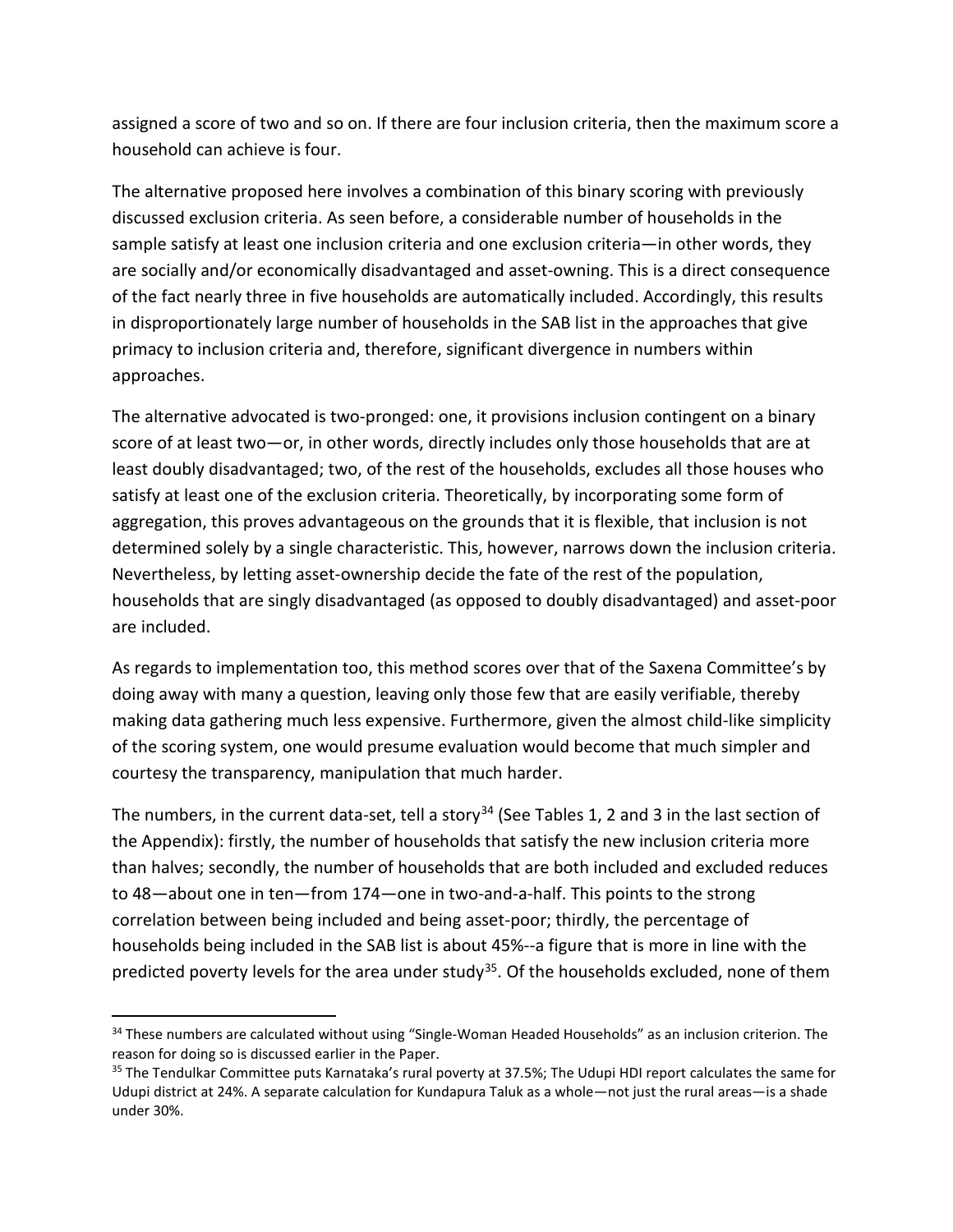assigned a score of two and so on. If there are four inclusion criteria, then the maximum score a household can achieve is four.

The alternative proposed here involves a combination of this binary scoring with previously discussed exclusion criteria. As seen before, a considerable number of households in the sample satisfy at least one inclusion criteria and one exclusion criteria—in other words, they are socially and/or economically disadvantaged and asset-owning. This is a direct consequence of the fact nearly three in five households are automatically included. Accordingly, this results in disproportionately large number of households in the SAB list in the approaches that give primacy to inclusion criteria and, therefore, significant divergence in numbers within approaches.

The alternative advocated is two-pronged: one, it provisions inclusion contingent on a binary score of at least two—or, in other words, directly includes only those households that are at least doubly disadvantaged; two, of the rest of the households, excludes all those houses who satisfy at least one of the exclusion criteria. Theoretically, by incorporating some form of aggregation, this proves advantageous on the grounds that it is flexible, that inclusion is not determined solely by a single characteristic. This, however, narrows down the inclusion criteria. Nevertheless, by letting asset-ownership decide the fate of the rest of the population, households that are singly disadvantaged (as opposed to doubly disadvantaged) and asset-poor are included.

As regards to implementation too, this method scores over that of the Saxena Committee's by doing away with many a question, leaving only those few that are easily verifiable, thereby making data gathering much less expensive. Furthermore, given the almost child-like simplicity of the scoring system, one would presume evaluation would become that much simpler and courtesy the transparency, manipulation that much harder.

The numbers, in the current data-set, tell a story[34] (See Tables 1, 2 and 3 in the last section of the Appendix): firstly, the number of households that satisfy the new inclusion criteria more than halves; secondly, the number of households that are both included and excluded reduces to 48—about one in ten—from 174—one in two-and-a-half. This points to the strong correlation between being included and being asset-poor; thirdly, the percentage of households being included in the SAB list is about 45%--a figure that is more in line with the predicted poverty levels for the area under study[35]. Of the households excluded, none of them

---

[34] These numbers are calculated without using "Single-Woman Headed Households" as an inclusion criterion. The reason for doing so is discussed earlier in the Paper.

[35] The Tendulkar Committee puts Karnataka's rural poverty at 37.5%; The Udupi HDI report calculates the same for Udupi district at 24%. A separate calculation for Kundapura Taluk as a whole—not just the rural areas—is a shade under 30%.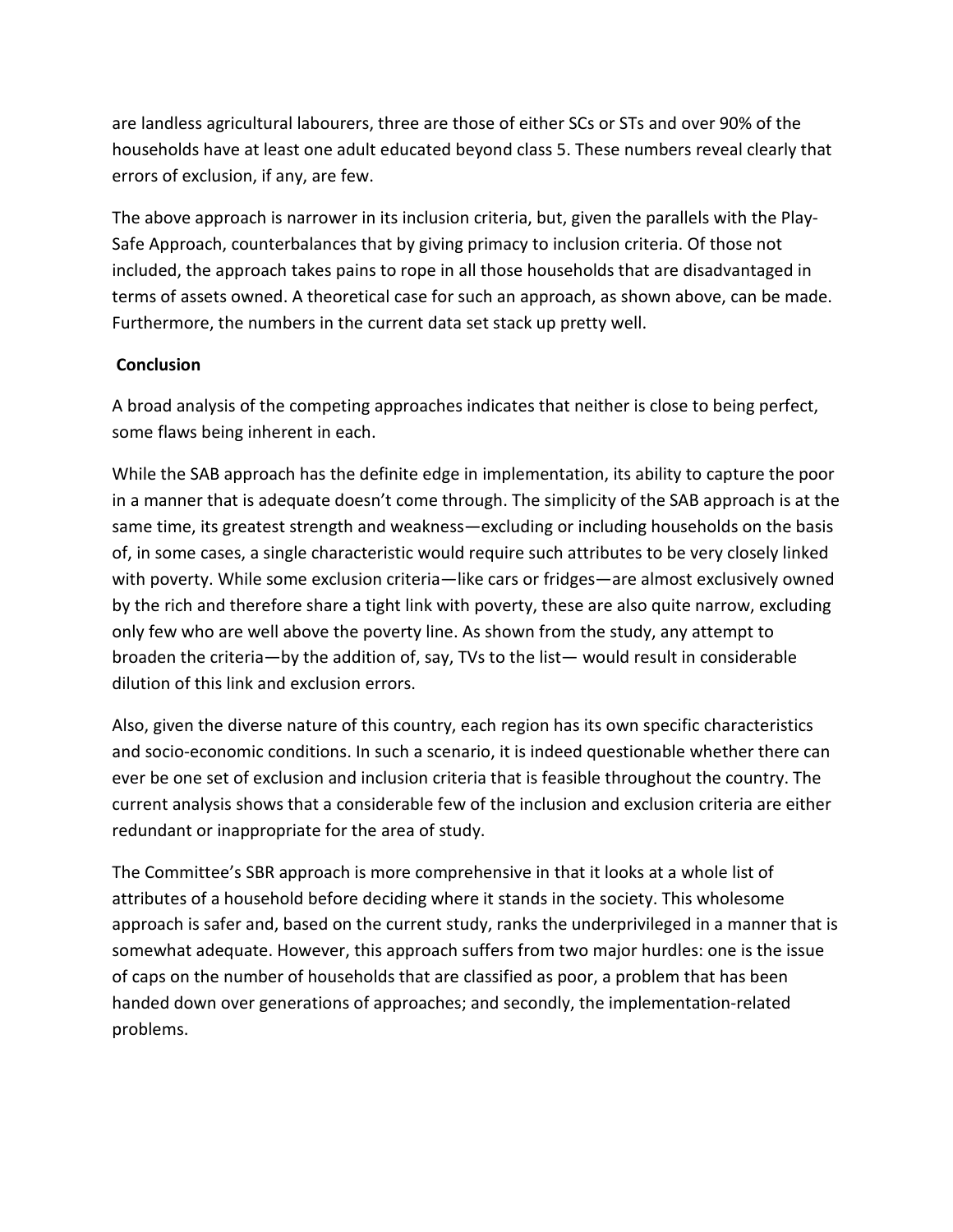are landless agricultural labourers, three are those of either SCs or STs and over 90% of the households have at least one adult educated beyond class 5. These numbers reveal clearly that errors of exclusion, if any, are few.

The above approach is narrower in its inclusion criteria, but, given the parallels with the Play-Safe Approach, counterbalances that by giving primacy to inclusion criteria. Of those not included, the approach takes pains to rope in all those households that are disadvantaged in terms of assets owned. A theoretical case for such an approach, as shown above, can be made. Furthermore, the numbers in the current data set stack up pretty well.

## Conclusion

A broad analysis of the competing approaches indicates that neither is close to being perfect, some flaws being inherent in each.

While the SAB approach has the definite edge in implementation, its ability to capture the poor in a manner that is adequate doesn't come through. The simplicity of the SAB approach is at the same time, its greatest strength and weakness—excluding or including households on the basis of, in some cases, a single characteristic would require such attributes to be very closely linked with poverty. While some exclusion criteria—like cars or fridges—are almost exclusively owned by the rich and therefore share a tight link with poverty, these are also quite narrow, excluding only few who are well above the poverty line. As shown from the study, any attempt to broaden the criteria—by the addition of, say, TVs to the list— would result in considerable dilution of this link and exclusion errors.

Also, given the diverse nature of this country, each region has its own specific characteristics and socio-economic conditions. In such a scenario, it is indeed questionable whether there can ever be one set of exclusion and inclusion criteria that is feasible throughout the country. The current analysis shows that a considerable few of the inclusion and exclusion criteria are either redundant or inappropriate for the area of study.

The Committee's SBR approach is more comprehensive in that it looks at a whole list of attributes of a household before deciding where it stands in the society. This wholesome approach is safer and, based on the current study, ranks the underprivileged in a manner that is somewhat adequate. However, this approach suffers from two major hurdles: one is the issue of caps on the number of households that are classified as poor, a problem that has been handed down over generations of approaches; and secondly, the implementation-related problems.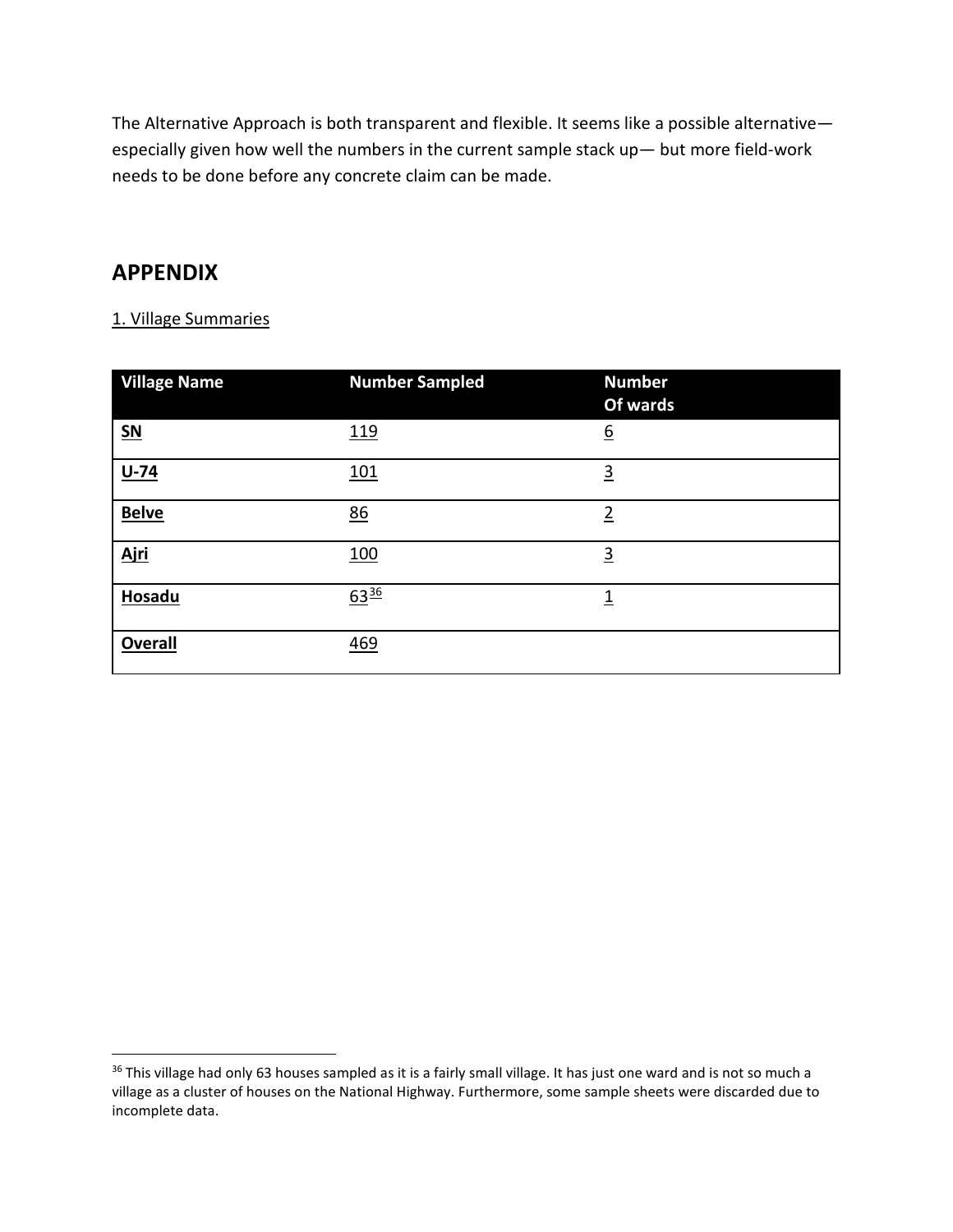The Alternative Approach is both transparent and flexible. It seems like a possible alternative— especially given how well the numbers in the current sample stack up— but more field-work needs to be done before any concrete claim can be made.

## APPENDIX

1. Village Summaries

| Village Name | Number Sampled | Number Of wards |
|---|---|---|
| SN | 119 | 6 |
| U-74 | 101 | 3 |
| Belve | 86 | 2 |
| Ajri | 100 | 3 |
| Hosadu | 63[36] | 1 |
| Overall | 469 | |

[36] This village had only 63 houses sampled as it is a fairly small village. It has just one ward and is not so much a village as a cluster of houses on the National Highway. Furthermore, some sample sheets were discarded due to incomplete data.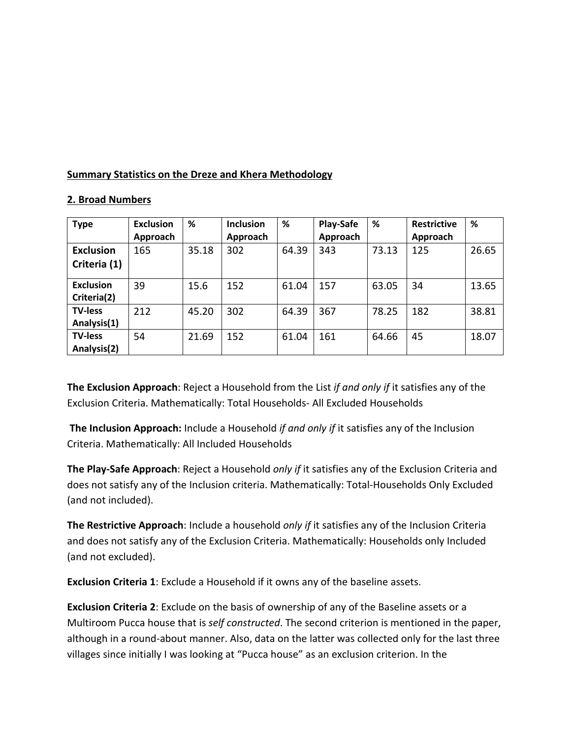**Summary Statistics on the Dreze and Khera Methodology**

**2. Broad Numbers**

| Type | Exclusion Approach | % | Inclusion Approach | % | Play-Safe Approach | % | Restrictive Approach | % |
|---|---|---|---|---|---|---|---|---|
| **Exclusion Criteria (1)** | 165 | 35.18 | 302 | 64.39 | 343 | 73.13 | 125 | 26.65 |
| **Exclusion Criteria(2)** | 39 | 15.6 | 152 | 61.04 | 157 | 63.05 | 34 | 13.65 |
| **TV-less Analysis(1)** | 212 | 45.20 | 302 | 64.39 | 367 | 78.25 | 182 | 38.81 |
| **TV-less Analysis(2)** | 54 | 21.69 | 152 | 61.04 | 161 | 64.66 | 45 | 18.07 |

**The Exclusion Approach**: Reject a Household from the List *if and only if* it satisfies any of the Exclusion Criteria. Mathematically: Total Households- All Excluded Households

**The Inclusion Approach:** Include a Household *if and only if* it satisfies any of the Inclusion Criteria. Mathematically: All Included Households

**The Play-Safe Approach**: Reject a Household *only if* it satisfies any of the Exclusion Criteria and does not satisfy any of the Inclusion criteria. Mathematically: Total-Households Only Excluded (and not included).

**The Restrictive Approach**: Include a household *only if* it satisfies any of the Inclusion Criteria and does not satisfy any of the Exclusion Criteria. Mathematically: Households only Included (and not excluded).

**Exclusion Criteria 1**: Exclude a Household if it owns any of the baseline assets.

**Exclusion Criteria 2**: Exclude on the basis of ownership of any of the Baseline assets or a Multiroom Pucca house that is *self constructed*. The second criterion is mentioned in the paper, although in a round-about manner. Also, data on the latter was collected only for the last three villages since initially I was looking at "Pucca house" as an exclusion criterion. In the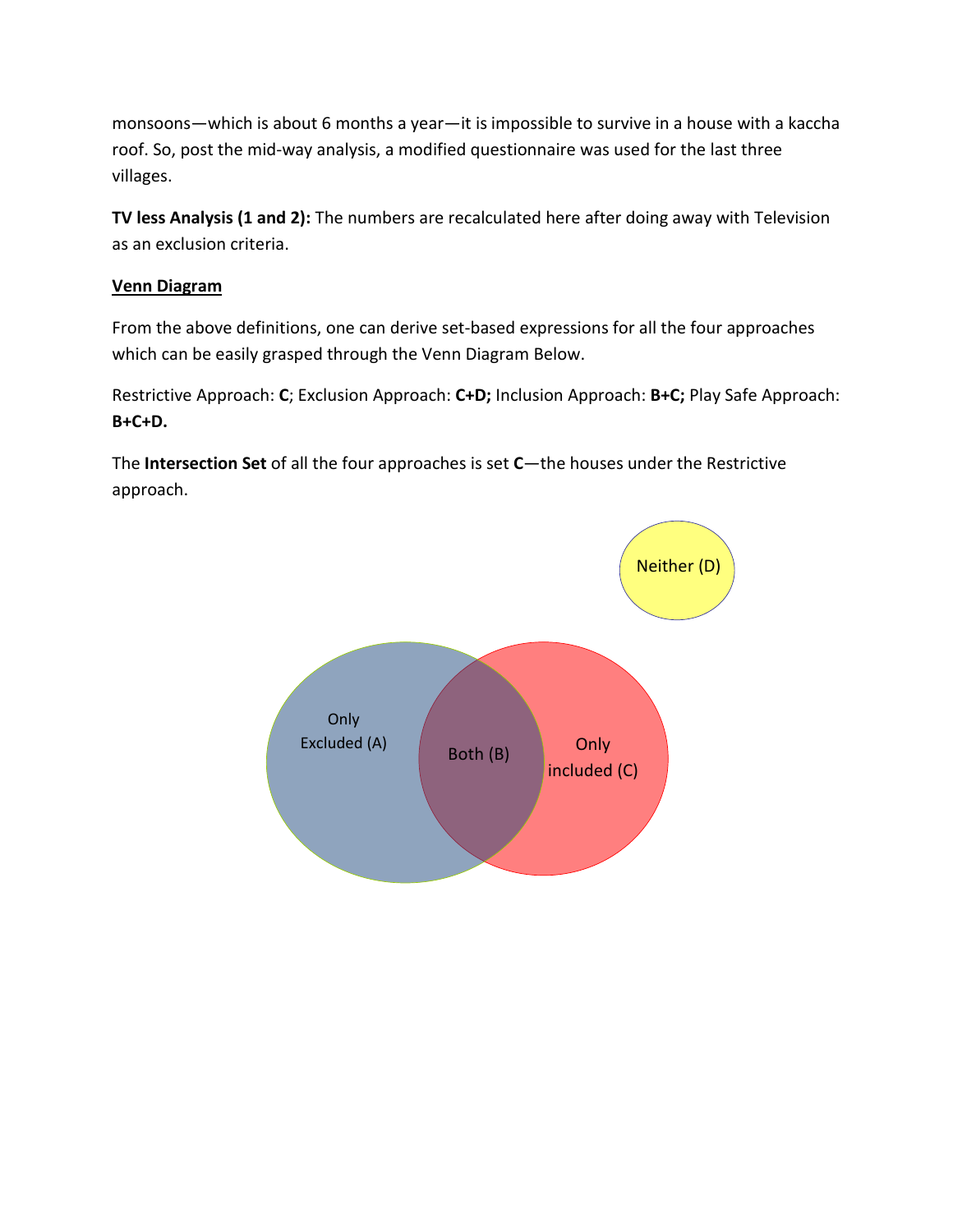monsoons—which is about 6 months a year—it is impossible to survive in a house with a kaccha roof. So, post the mid-way analysis, a modified questionnaire was used for the last three villages.

**TV less Analysis (1 and 2):** The numbers are recalculated here after doing away with Television as an exclusion criteria.

**Venn Diagram**

From the above definitions, one can derive set-based expressions for all the four approaches which can be easily grasped through the Venn Diagram Below.

Restrictive Approach: **C**; Exclusion Approach: **C+D;** Inclusion Approach: **B+C;** Play Safe Approach: **B+C+D.**

The **Intersection Set** of all the four approaches is set **C**—the houses under the Restrictive approach.

Neither (D)

Only Excluded (A)

Both (B)

Only included (C)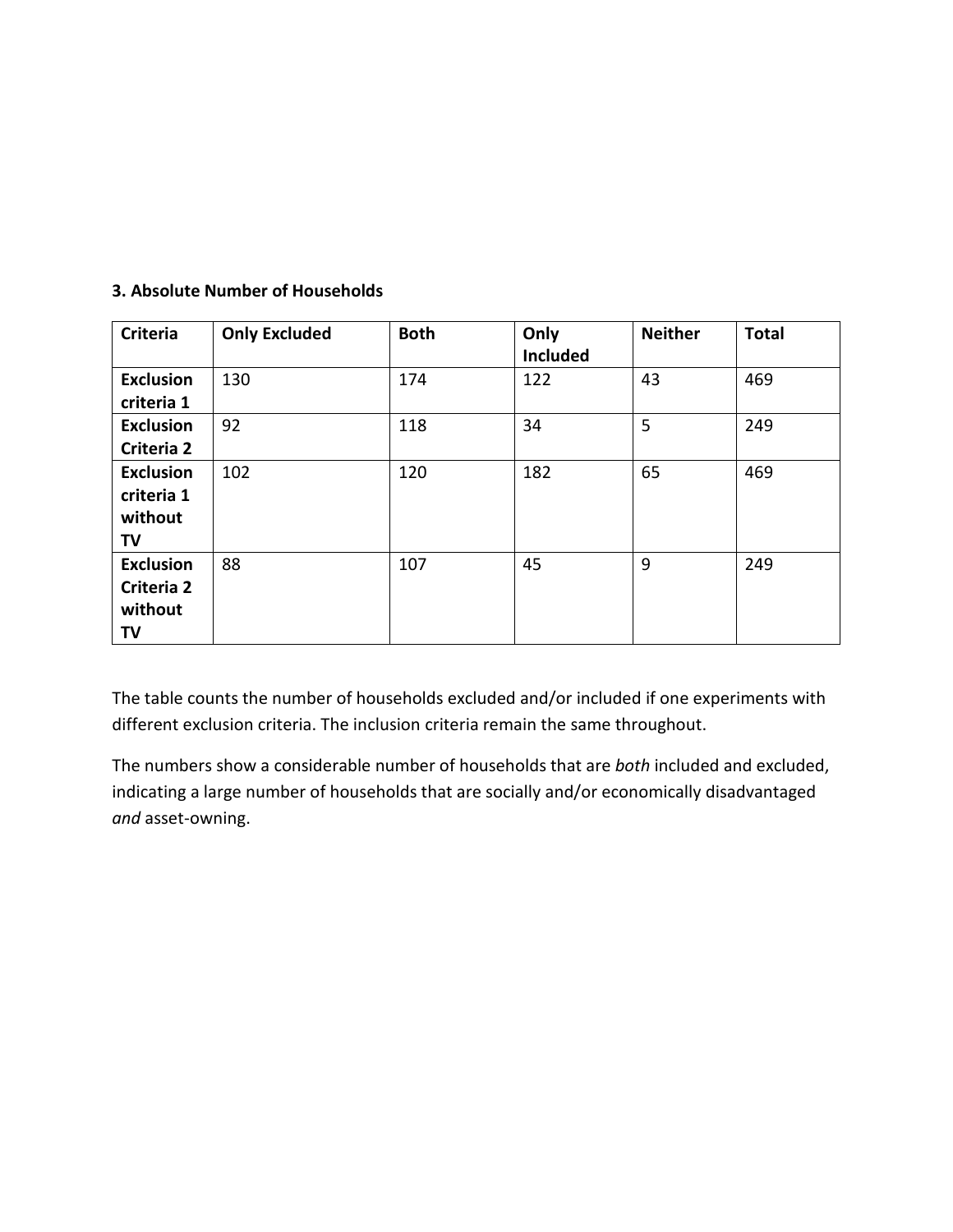### 3. Absolute Number of Households

| Criteria | Only Excluded | Both | Only Included | Neither | Total |
|---|---|---|---|---|---|
| Exclusion criteria 1 | 130 | 174 | 122 | 43 | 469 |
| Exclusion Criteria 2 | 92 | 118 | 34 | 5 | 249 |
| Exclusion criteria 1 without TV | 102 | 120 | 182 | 65 | 469 |
| Exclusion Criteria 2 without TV | 88 | 107 | 45 | 9 | 249 |

The table counts the number of households excluded and/or included if one experiments with different exclusion criteria. The inclusion criteria remain the same throughout.

The numbers show a considerable number of households that are *both* included and excluded, indicating a large number of households that are socially and/or economically disadvantaged *and* asset-owning.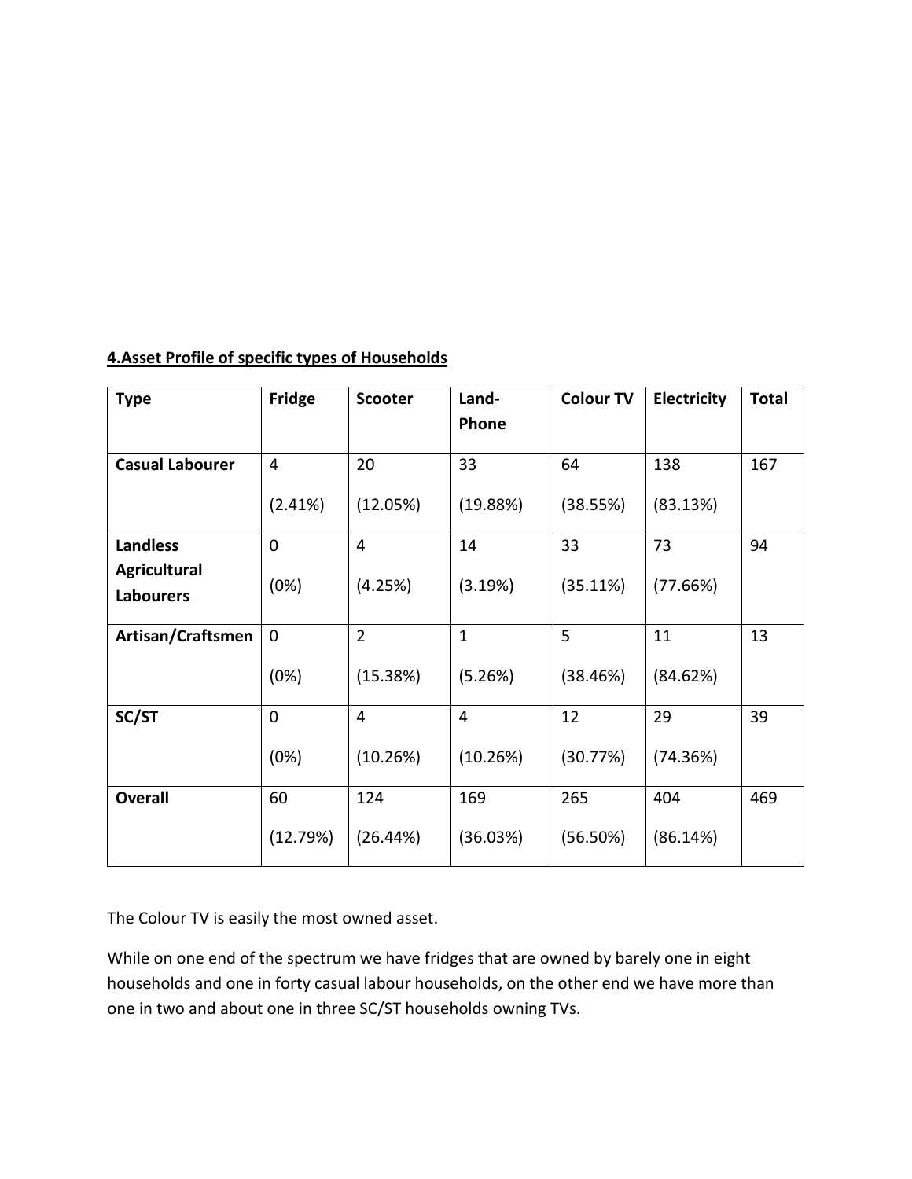**4.Asset Profile of specific types of Households**

| Type | Fridge | Scooter | Land-Phone | Colour TV | Electricity | Total |
|---|---|---|---|---|---|---|
| **Casual Labourer** | 4 (2.41%) | 20 (12.05%) | 33 (19.88%) | 64 (38.55%) | 138 (83.13%) | 167 |
| **Landless Agricultural Labourers** | 0 (0%) | 4 (4.25%) | 14 (3.19%) | 33 (35.11%) | 73 (77.66%) | 94 |
| **Artisan/Craftsmen** | 0 (0%) | 2 (15.38%) | 1 (5.26%) | 5 (38.46%) | 11 (84.62%) | 13 |
| **SC/ST** | 0 (0%) | 4 (10.26%) | 4 (10.26%) | 12 (30.77%) | 29 (74.36%) | 39 |
| **Overall** | 60 (12.79%) | 124 (26.44%) | 169 (36.03%) | 265 (56.50%) | 404 (86.14%) | 469 |

The Colour TV is easily the most owned asset.

While on one end of the spectrum we have fridges that are owned by barely one in eight households and one in forty casual labour households, on the other end we have more than one in two and about one in three SC/ST households owning TVs.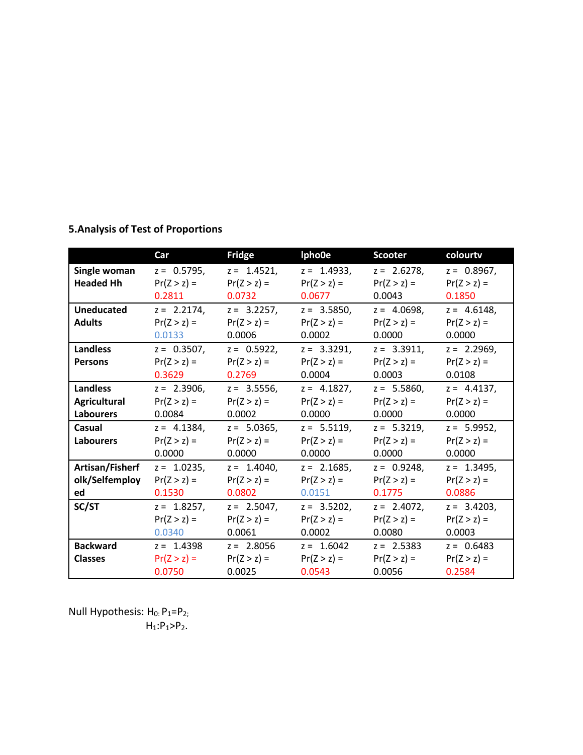### 5.Analysis of Test of Proportions

| | Car | Fridge | Ipho0e | Scooter | colourtv |
|---|---|---|---|---|---|
| **Single woman Headed Hh** | z = 0.5795, Pr(Z > z) = 0.2811 | z = 1.4521, Pr(Z > z) = 0.0732 | z = 1.4933, Pr(Z > z) = 0.0677 | z = 2.6278, Pr(Z > z) = 0.0043 | z = 0.8967, Pr(Z > z) = 0.1850 |
| **Uneducated Adults** | z = 2.2174, Pr(Z > z) = 0.0133 | z = 3.2257, Pr(Z > z) = 0.0006 | z = 3.5850, Pr(Z > z) = 0.0002 | z = 4.0698, Pr(Z > z) = 0.0000 | z = 4.6148, Pr(Z > z) = 0.0000 |
| **Landless Persons** | z = 0.3507, Pr(Z > z) = 0.3629 | z = 0.5922, Pr(Z > z) = 0.2769 | z = 3.3291, Pr(Z > z) = 0.0004 | z = 3.3911, Pr(Z > z) = 0.0003 | z = 2.2969, Pr(Z > z) = 0.0108 |
| **Landless Agricultural Labourers** | z = 2.3906, Pr(Z > z) = 0.0084 | z = 3.5556, Pr(Z > z) = 0.0002 | z = 4.1827, Pr(Z > z) = 0.0000 | z = 5.5860, Pr(Z > z) = 0.0000 | z = 4.4137, Pr(Z > z) = 0.0000 |
| **Casual Labourers** | z = 4.1384, Pr(Z > z) = 0.0000 | z = 5.0365, Pr(Z > z) = 0.0000 | z = 5.5119, Pr(Z > z) = 0.0000 | z = 5.3219, Pr(Z > z) = 0.0000 | z = 5.9952, Pr(Z > z) = 0.0000 |
| **Artisan/Fisherfolk/Selfemployed** | z = 1.0235, Pr(Z > z) = 0.1530 | z = 1.4040, Pr(Z > z) = 0.0802 | z = 2.1685, Pr(Z > z) = 0.0151 | z = 0.9248, Pr(Z > z) = 0.1775 | z = 1.3495, Pr(Z > z) = 0.0886 |
| **SC/ST** | z = 1.8257, Pr(Z > z) = 0.0340 | z = 2.5047, Pr(Z > z) = 0.0061 | z = 3.5202, Pr(Z > z) = 0.0002 | z = 2.4072, Pr(Z > z) = 0.0080 | z = 3.4203, Pr(Z > z) = 0.0003 |
| **Backward Classes** | z = 1.4398 Pr(Z > z) = 0.0750 | z = 2.8056 Pr(Z > z) = 0.0025 | z = 1.6042 Pr(Z > z) = 0.0543 | z = 2.5383 Pr(Z > z) = 0.0056 | z = 0.6483 Pr(Z > z) = 0.2584 |

Null Hypothesis: $H_0: P_1=P_2$;

$H_1: P_1>P_2$.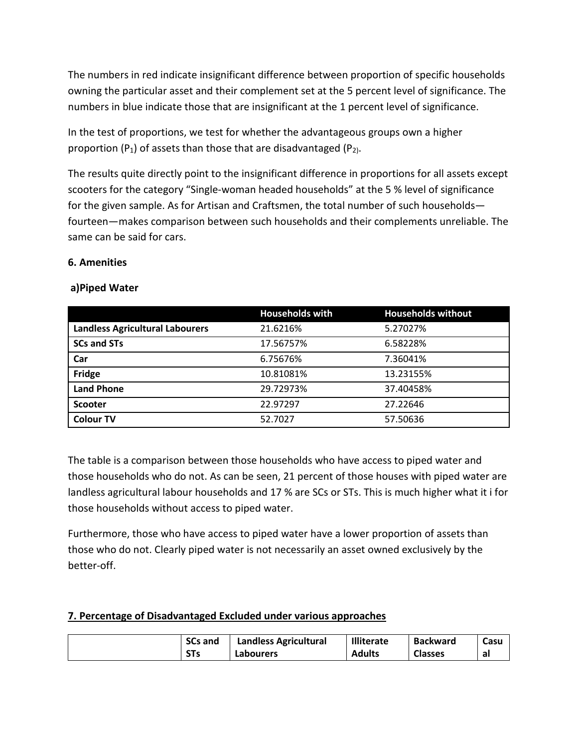The numbers in red indicate insignificant difference between proportion of specific households owning the particular asset and their complement set at the 5 percent level of significance. The numbers in blue indicate those that are insignificant at the 1 percent level of significance.

In the test of proportions, we test for whether the advantageous groups own a higher proportion ($P_1$) of assets than those that are disadvantaged ($P_2$).

The results quite directly point to the insignificant difference in proportions for all assets except scooters for the category "Single-woman headed households" at the 5 % level of significance for the given sample. As for Artisan and Craftsmen, the total number of such households—fourteen—makes comparison between such households and their complements unreliable. The same can be said for cars.

**6. Amenities**

**a)Piped Water**

| | Households with | Households without |
|---|---|---|
| **Landless Agricultural Labourers** | 21.6216% | 5.27027% |
| **SCs and STs** | 17.56757% | 6.58228% |
| **Car** | 6.75676% | 7.36041% |
| **Fridge** | 10.81081% | 13.23155% |
| **Land Phone** | 29.72973% | 37.40458% |
| **Scooter** | 22.97297 | 27.22646 |
| **Colour TV** | 52.7027 | 57.50636 |

The table is a comparison between those households who have access to piped water and those households who do not. As can be seen, 21 percent of those houses with piped water are landless agricultural labour households and 17 % are SCs or STs. This is much higher what it i for those households without access to piped water.

Furthermore, those who have access to piped water have a lower proportion of assets than those who do not. Clearly piped water is not necessarily an asset owned exclusively by the better-off.

## 7. Percentage of Disadvantaged Excluded under various approaches

| | SCs and STs | Landless Agricultural Labourers | Illiterate Adults | Backward Classes | Casual |
|---|---|---|---|---|---|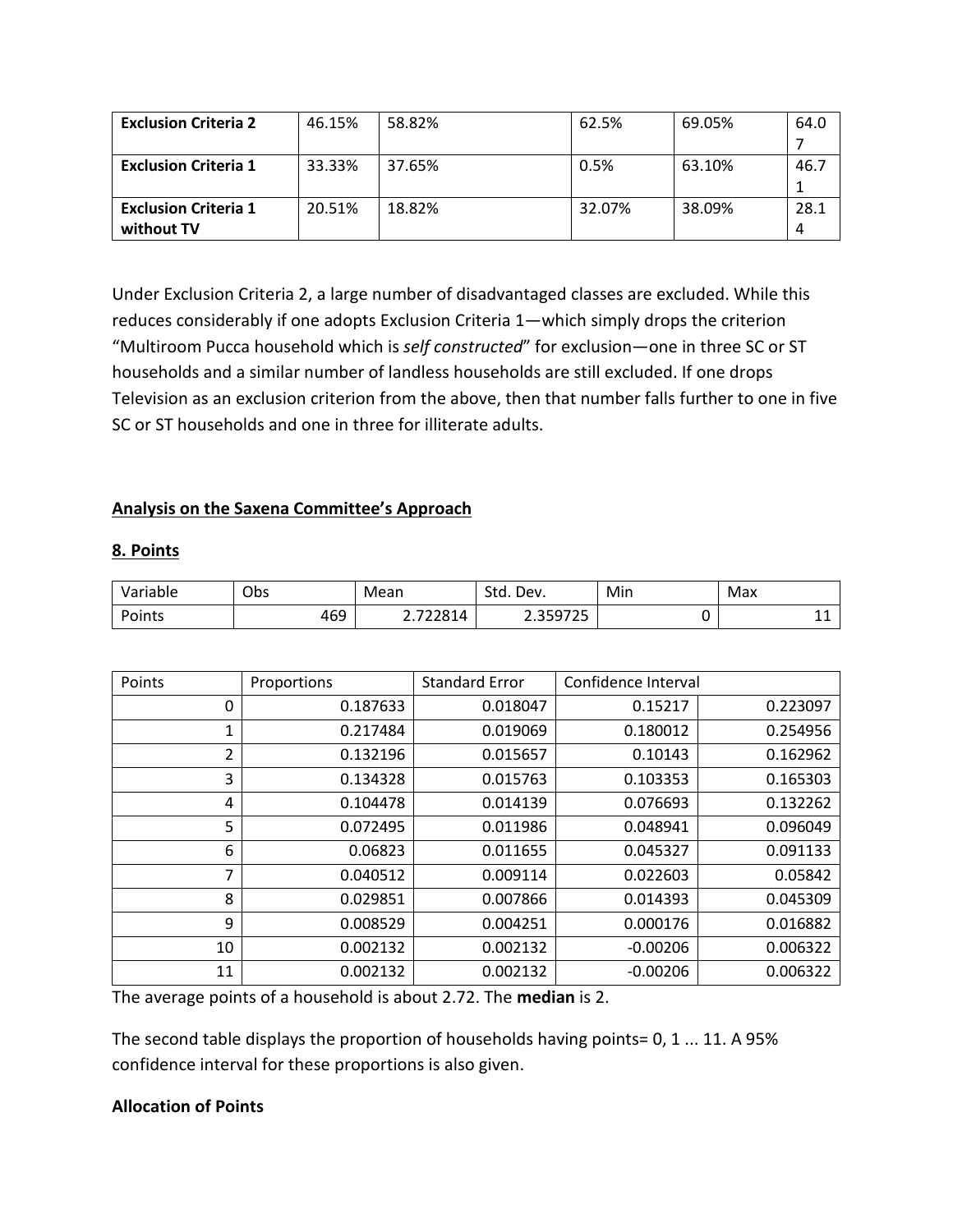| Exclusion Criteria 2 | 46.15% | 58.82% | 62.5% | 69.05% | 64.07 |
|---|---|---|---|---|---|
| **Exclusion Criteria 1** | 33.33% | 37.65% | 0.5% | 63.10% | 46.71 |
| **Exclusion Criteria 1 without TV** | 20.51% | 18.82% | 32.07% | 38.09% | 28.14 |

Under Exclusion Criteria 2, a large number of disadvantaged classes are excluded. While this reduces considerably if one adopts Exclusion Criteria 1—which simply drops the criterion "Multiroom Pucca household which is *self constructed*" for exclusion—one in three SC or ST households and a similar number of landless households are still excluded. If one drops Television as an exclusion criterion from the above, then that number falls further to one in five SC or ST households and one in three for illiterate adults.

## Analysis on the Saxena Committee's Approach

### 8. Points

| Variable | Obs | Mean | Std. Dev. | Min | Max |
|---|---|---|---|---|---|
| Points | 469 | 2.722814 | 2.359725 | 0 | 11 |

| Points | Proportions | Standard Error | Confidence Interval | |
|---|---|---|---|---|
| 0 | 0.187633 | 0.018047 | 0.15217 | 0.223097 |
| 1 | 0.217484 | 0.019069 | 0.180012 | 0.254956 |
| 2 | 0.132196 | 0.015657 | 0.10143 | 0.162962 |
| 3 | 0.134328 | 0.015763 | 0.103353 | 0.165303 |
| 4 | 0.104478 | 0.014139 | 0.076693 | 0.132262 |
| 5 | 0.072495 | 0.011986 | 0.048941 | 0.096049 |
| 6 | 0.06823 | 0.011655 | 0.045327 | 0.091133 |
| 7 | 0.040512 | 0.009114 | 0.022603 | 0.05842 |
| 8 | 0.029851 | 0.007866 | 0.014393 | 0.045309 |
| 9 | 0.008529 | 0.004251 | 0.000176 | 0.016882 |
| 10 | 0.002132 | 0.002132 | -0.00206 | 0.006322 |
| 11 | 0.002132 | 0.002132 | -0.00206 | 0.006322 |

The average points of a household is about 2.72. The **median** is 2.

The second table displays the proportion of households having points= 0, 1 ... 11. A 95% confidence interval for these proportions is also given.

**Allocation of Points**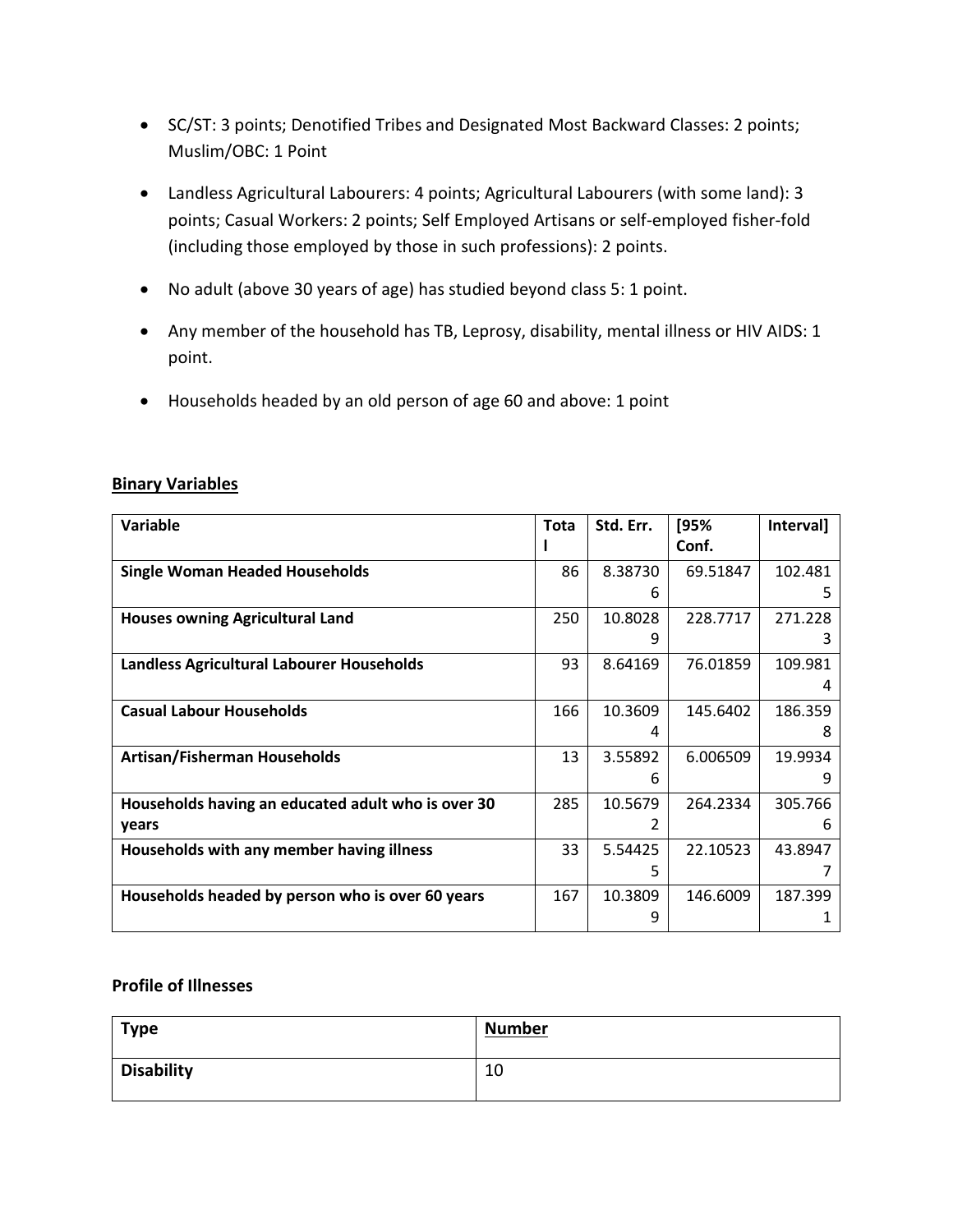- SC/ST: 3 points; Denotified Tribes and Designated Most Backward Classes: 2 points; Muslim/OBC: 1 Point
- Landless Agricultural Labourers: 4 points; Agricultural Labourers (with some land): 3 points; Casual Workers: 2 points; Self Employed Artisans or self-employed fisher-fold (including those employed by those in such professions): 2 points.
- No adult (above 30 years of age) has studied beyond class 5: 1 point.
- Any member of the household has TB, Leprosy, disability, mental illness or HIV AIDS: 1 point.
- Households headed by an old person of age 60 and above: 1 point

**Binary Variables**

| Variable | Total | Std. Err. | [95% Conf. | Interval] |
|---|---|---|---|---|
| **Single Woman Headed Households** | 86 | 8.387306 | 69.51847 | 102.4815 |
| **Houses owning Agricultural Land** | 250 | 10.80289 | 228.7717 | 271.2283 |
| **Landless Agricultural Labourer Households** | 93 | 8.64169 | 76.01859 | 109.9814 |
| **Casual Labour Households** | 166 | 10.36094 | 145.6402 | 186.3598 |
| **Artisan/Fisherman Households** | 13 | 3.558926 | 6.006509 | 19.99349 |
| **Households having an educated adult who is over 30 years** | 285 | 10.56792 | 264.2334 | 305.7666 |
| **Households with any member having illness** | 33 | 5.544255 | 22.10523 | 43.89477 |
| **Households headed by person who is over 60 years** | 167 | 10.38099 | 146.6009 | 187.3991 |

**Profile of Illnesses**

| Type | Number |
|---|---|
| **Disability** | 10 |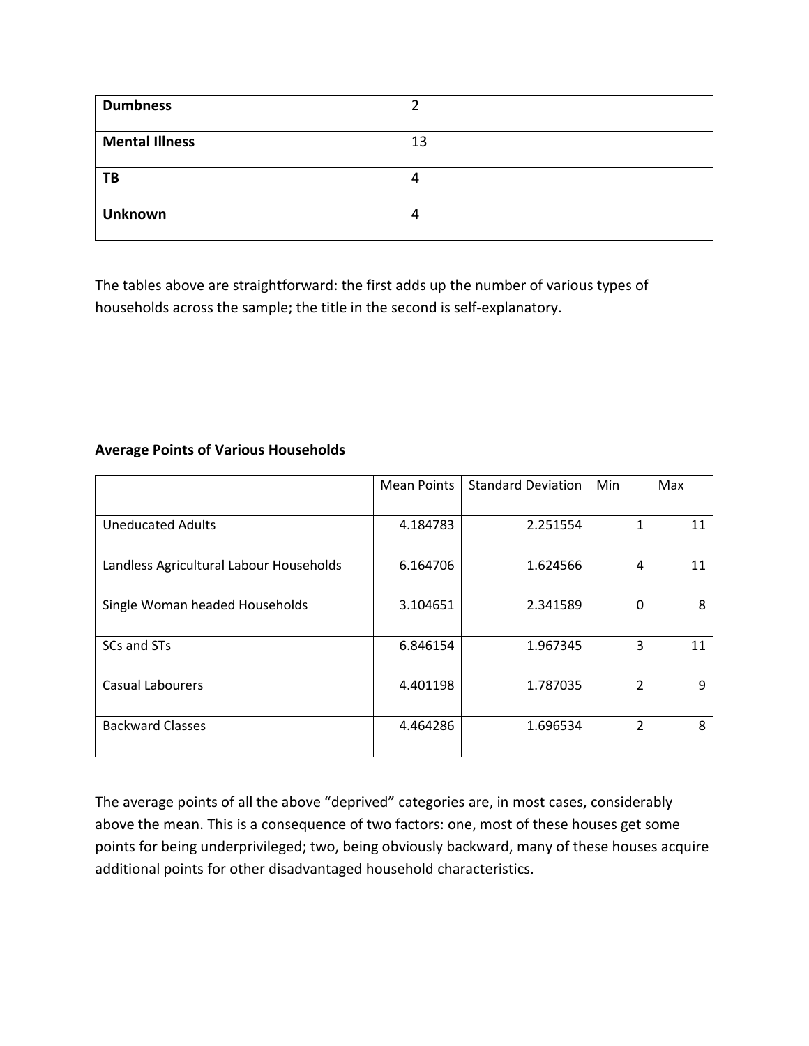| **Dumbness** | 2 |
|---|---|
| **Mental Illness** | 13 |
| **TB** | 4 |
| **Unknown** | 4 |

The tables above are straightforward: the first adds up the number of various types of households across the sample; the title in the second is self-explanatory.

**Average Points of Various Households**

| | Mean Points | Standard Deviation | Min | Max |
|---|---|---|---|---|
| Uneducated Adults | 4.184783 | 2.251554 | 1 | 11 |
| Landless Agricultural Labour Households | 6.164706 | 1.624566 | 4 | 11 |
| Single Woman headed Households | 3.104651 | 2.341589 | 0 | 8 |
| SCs and STs | 6.846154 | 1.967345 | 3 | 11 |
| Casual Labourers | 4.401198 | 1.787035 | 2 | 9 |
| Backward Classes | 4.464286 | 1.696534 | 2 | 8 |

The average points of all the above "deprived" categories are, in most cases, considerably above the mean. This is a consequence of two factors: one, most of these houses get some points for being underprivileged; two, being obviously backward, many of these houses acquire additional points for other disadvantaged household characteristics.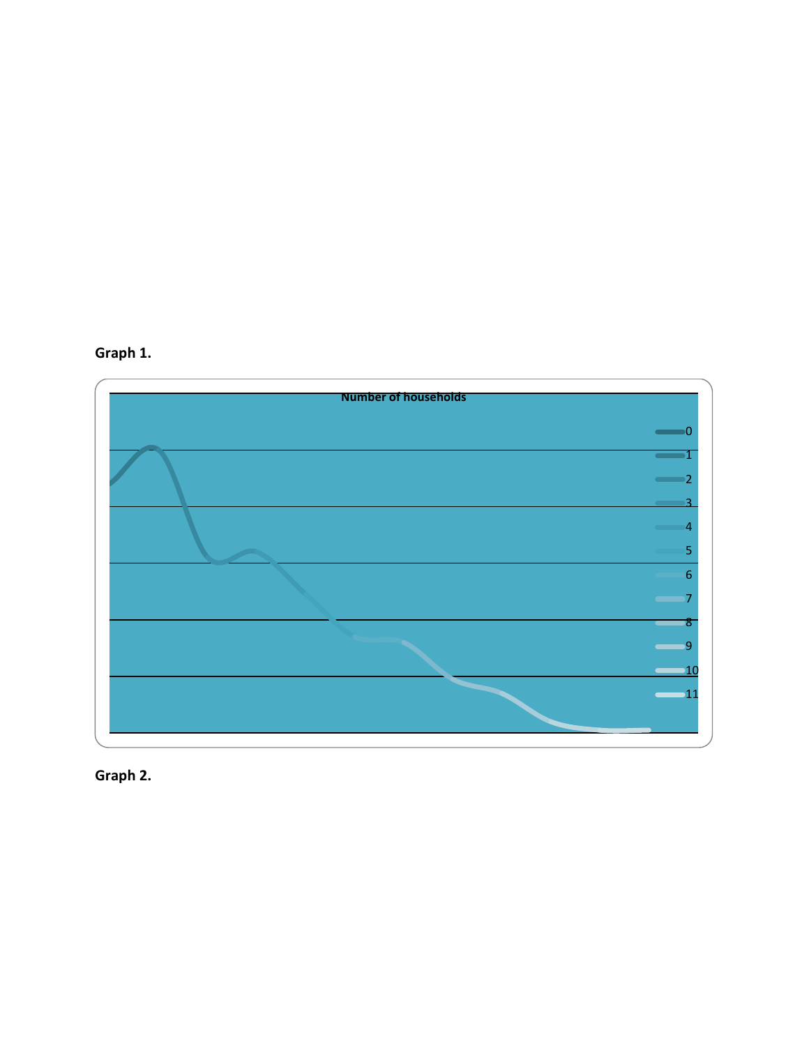**Graph 1.**

Number of households

0
1
2
3
4
5
6
7
8
9
10
11

**Graph 2.**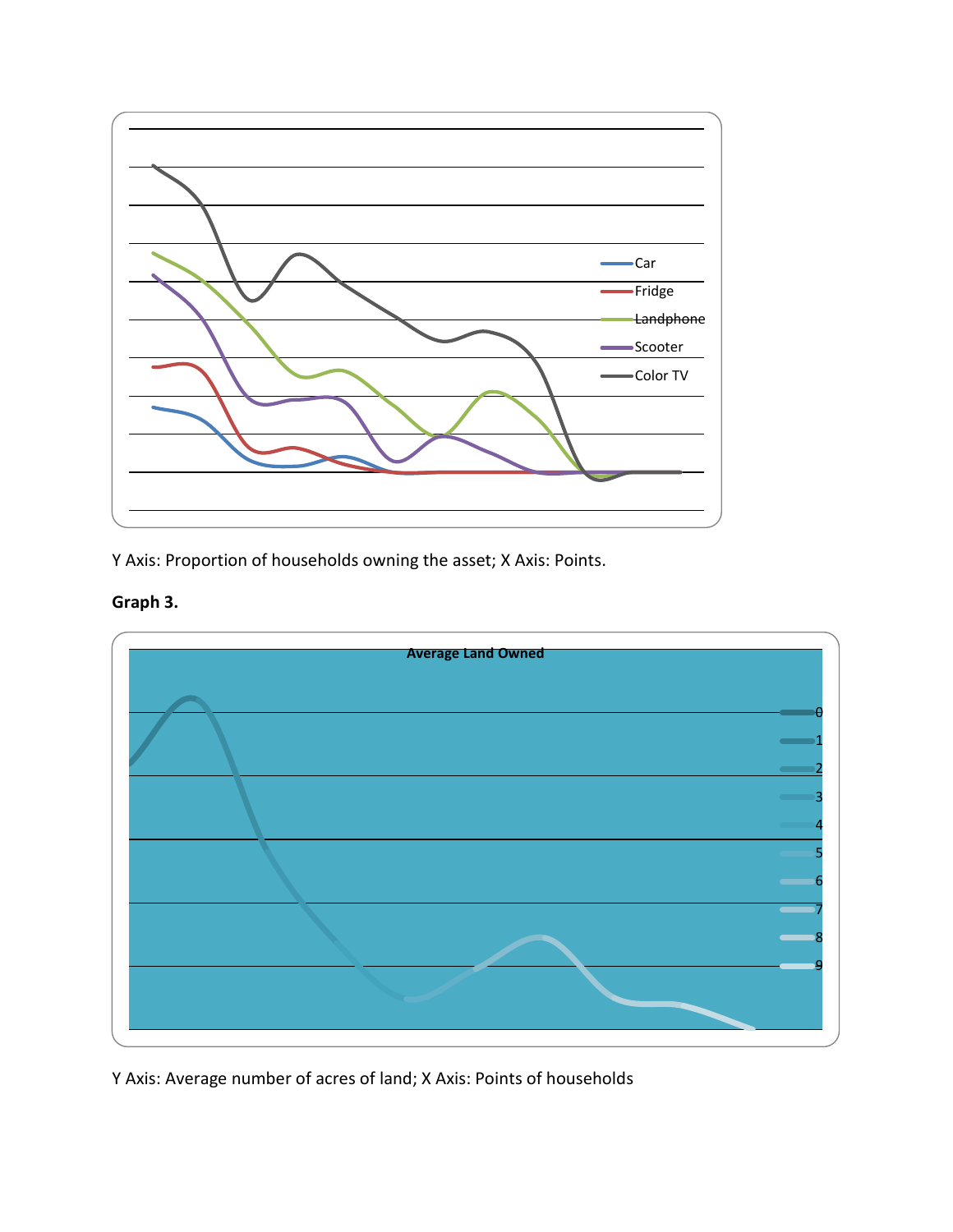Y Axis: Proportion of households owning the asset; X Axis: Points.

**Graph 3.**

Y Axis: Average number of acres of land; X Axis: Points of households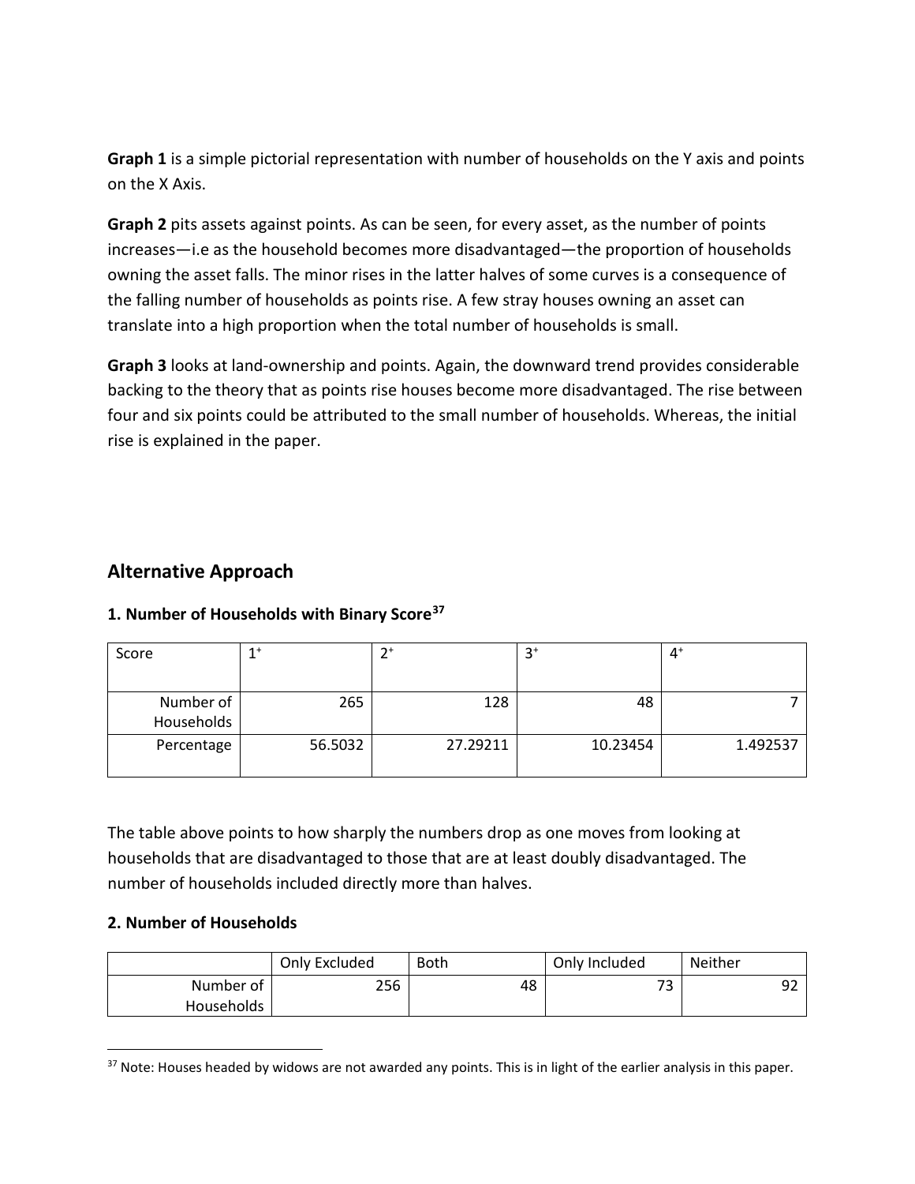**Graph 1** is a simple pictorial representation with number of households on the Y axis and points on the X Axis.

**Graph 2** pits assets against points. As can be seen, for every asset, as the number of points increases—i.e as the household becomes more disadvantaged—the proportion of households owning the asset falls. The minor rises in the latter halves of some curves is a consequence of the falling number of households as points rise. A few stray houses owning an asset can translate into a high proportion when the total number of households is small.

**Graph 3** looks at land-ownership and points. Again, the downward trend provides considerable backing to the theory that as points rise houses become more disadvantaged. The rise between four and six points could be attributed to the small number of households. Whereas, the initial rise is explained in the paper.

## Alternative Approach

### 1. Number of Households with Binary Score[37]

| Score | $1^+$ | $2^+$ | $3^+$ | $4^+$ |
|---|---|---|---|---|
| Number of Households | 265 | 128 | 48 | 7 |
| Percentage | 56.5032 | 27.29211 | 10.23454 | 1.492537 |

The table above points to how sharply the numbers drop as one moves from looking at households that are disadvantaged to those that are at least doubly disadvantaged. The number of households included directly more than halves.

### 2. Number of Households

| | Only Excluded | Both | Only Included | Neither |
|---|---|---|---|---|
| Number of Households | 256 | 48 | 73 | 92 |

[37] Note: Houses headed by widows are not awarded any points. This is in light of the earlier analysis in this paper.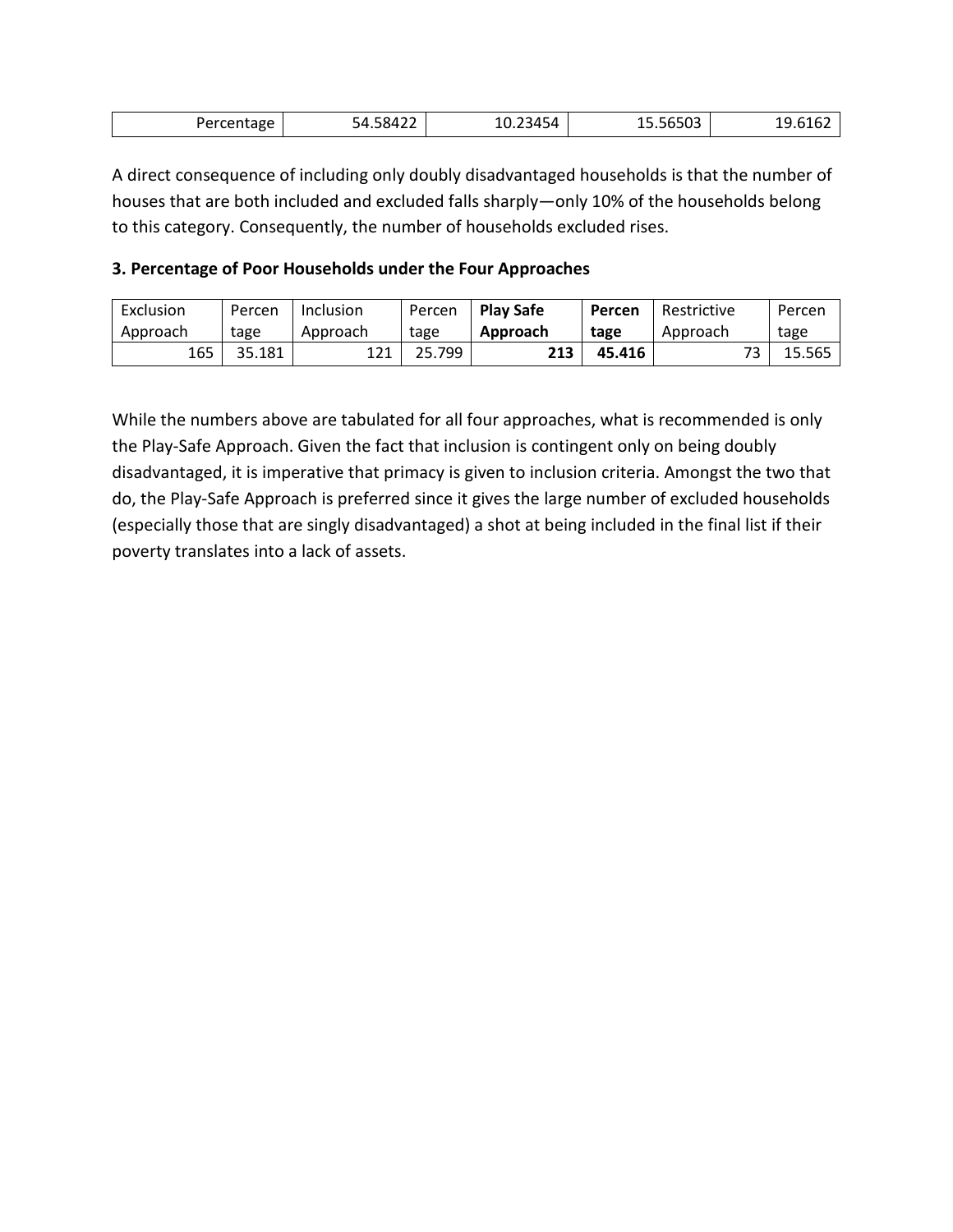| | | | | |
|---|---|---|---|---|
| Percentage | 54.58422 | 10.23454 | 15.56503 | 19.6162 |

A direct consequence of including only doubly disadvantaged households is that the number of houses that are both included and excluded falls sharply—only 10% of the households belong to this category. Consequently, the number of households excluded rises.

### 3. Percentage of Poor Households under the Four Approaches

| Exclusion Approach | Percentage | Inclusion Approach | Percentage | **Play Safe Approach** | **Percentage** | Restrictive Approach | Percentage |
|---|---|---|---|---|---|---|---|
| 165 | 35.181 | 121 | 25.799 | **213** | **45.416** | 73 | 15.565 |

While the numbers above are tabulated for all four approaches, what is recommended is only the Play-Safe Approach. Given the fact that inclusion is contingent only on being doubly disadvantaged, it is imperative that primacy is given to inclusion criteria. Amongst the two that do, the Play-Safe Approach is preferred since it gives the large number of excluded households (especially those that are singly disadvantaged) a shot at being included in the final list if their poverty translates into a lack of assets.